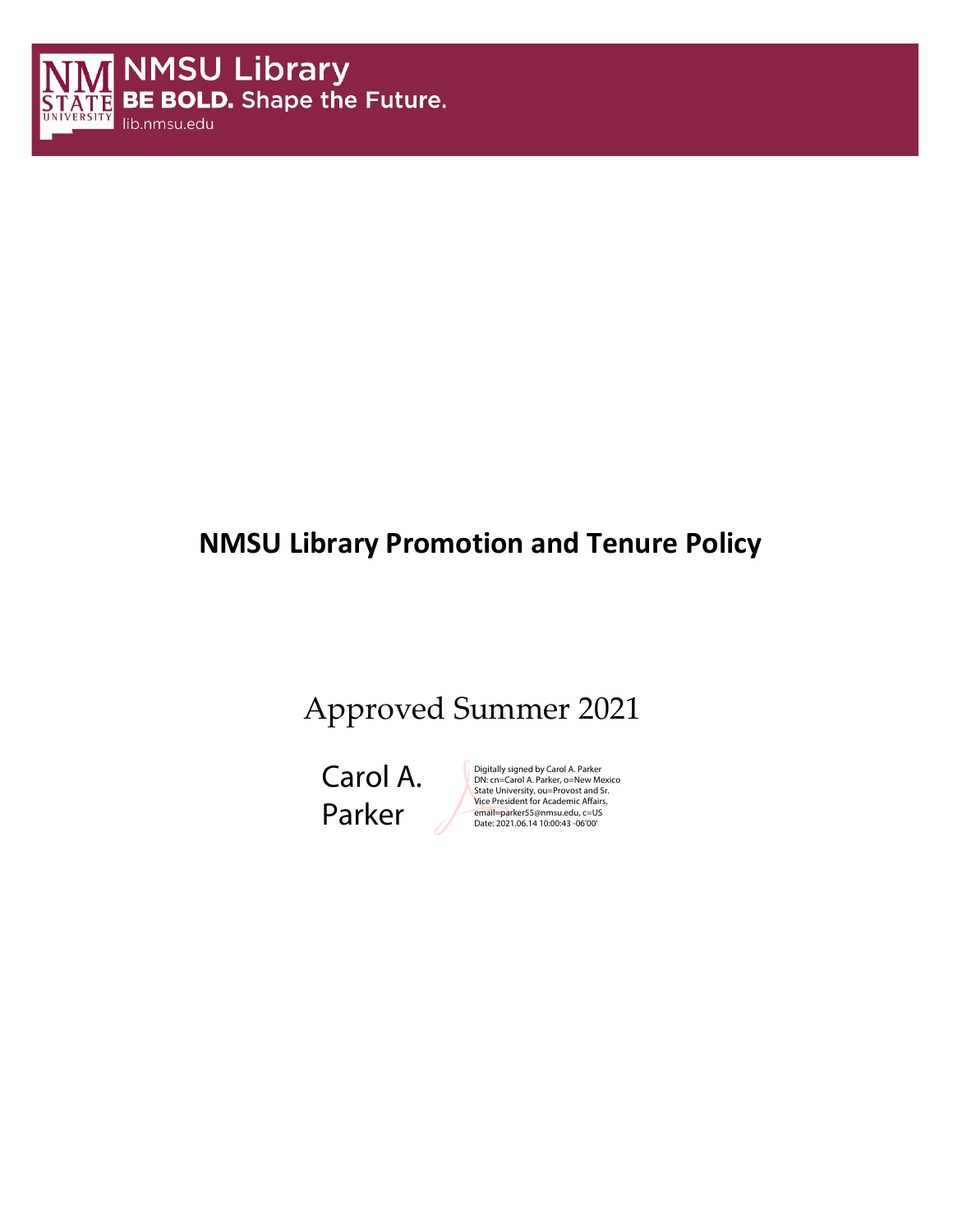NMSU Library
**BE BOLD.** Shape the Future.
lib.nmsu.edu

# NMSU Library Promotion and Tenure Policy

Approved Summer 2021

Carol A. Parker

Digitally signed by Carol A. Parker
DN: cn=Carol A. Parker, o=New Mexico State University, ou=Provost and Sr. Vice President for Academic Affairs, email=parker55@nmsu.edu, c=US
Date: 2021.06.14 10:00:43 -06'00'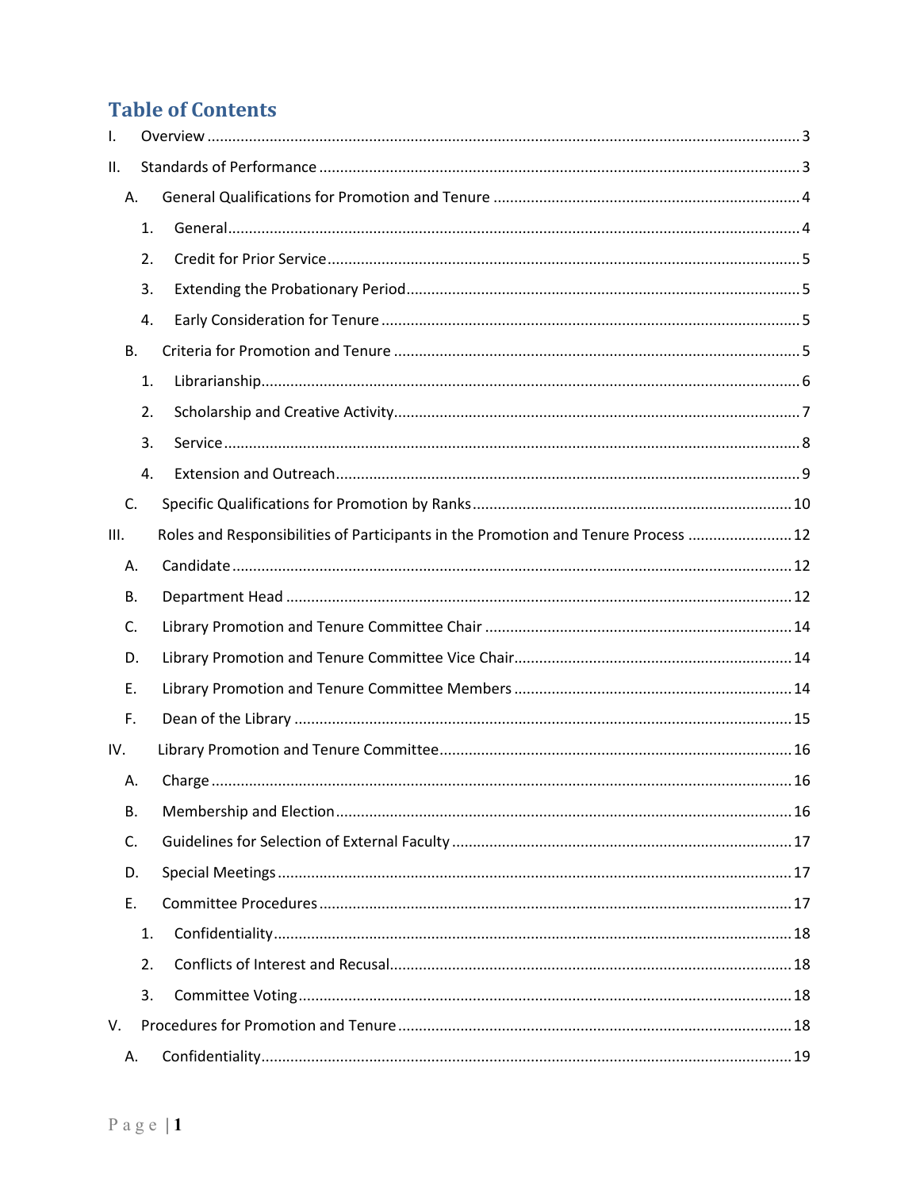# Table of Contents

- I. Overview ........ 3
- II. Standards of Performance ........ 3
  - A. General Qualifications for Promotion and Tenure ........ 4
    - 1. General ........ 4
    - 2. Credit for Prior Service ........ 5
    - 3. Extending the Probationary Period ........ 5
    - 4. Early Consideration for Tenure ........ 5
  - B. Criteria for Promotion and Tenure ........ 5
    - 1. Librarianship ........ 6
    - 2. Scholarship and Creative Activity ........ 7
    - 3. Service ........ 8
    - 4. Extension and Outreach ........ 9
  - C. Specific Qualifications for Promotion by Ranks ........ 10
- III. Roles and Responsibilities of Participants in the Promotion and Tenure Process ........ 12
  - A. Candidate ........ 12
  - B. Department Head ........ 12
  - C. Library Promotion and Tenure Committee Chair ........ 14
  - D. Library Promotion and Tenure Committee Vice Chair ........ 14
  - E. Library Promotion and Tenure Committee Members ........ 14
  - F. Dean of the Library ........ 15
- IV. Library Promotion and Tenure Committee ........ 16
  - A. Charge ........ 16
  - B. Membership and Election ........ 16
  - C. Guidelines for Selection of External Faculty ........ 17
  - D. Special Meetings ........ 17
  - E. Committee Procedures ........ 17
    - 1. Confidentiality ........ 18
    - 2. Conflicts of Interest and Recusal ........ 18
    - 3. Committee Voting ........ 18
- V. Procedures for Promotion and Tenure ........ 18
  - A. Confidentiality ........ 19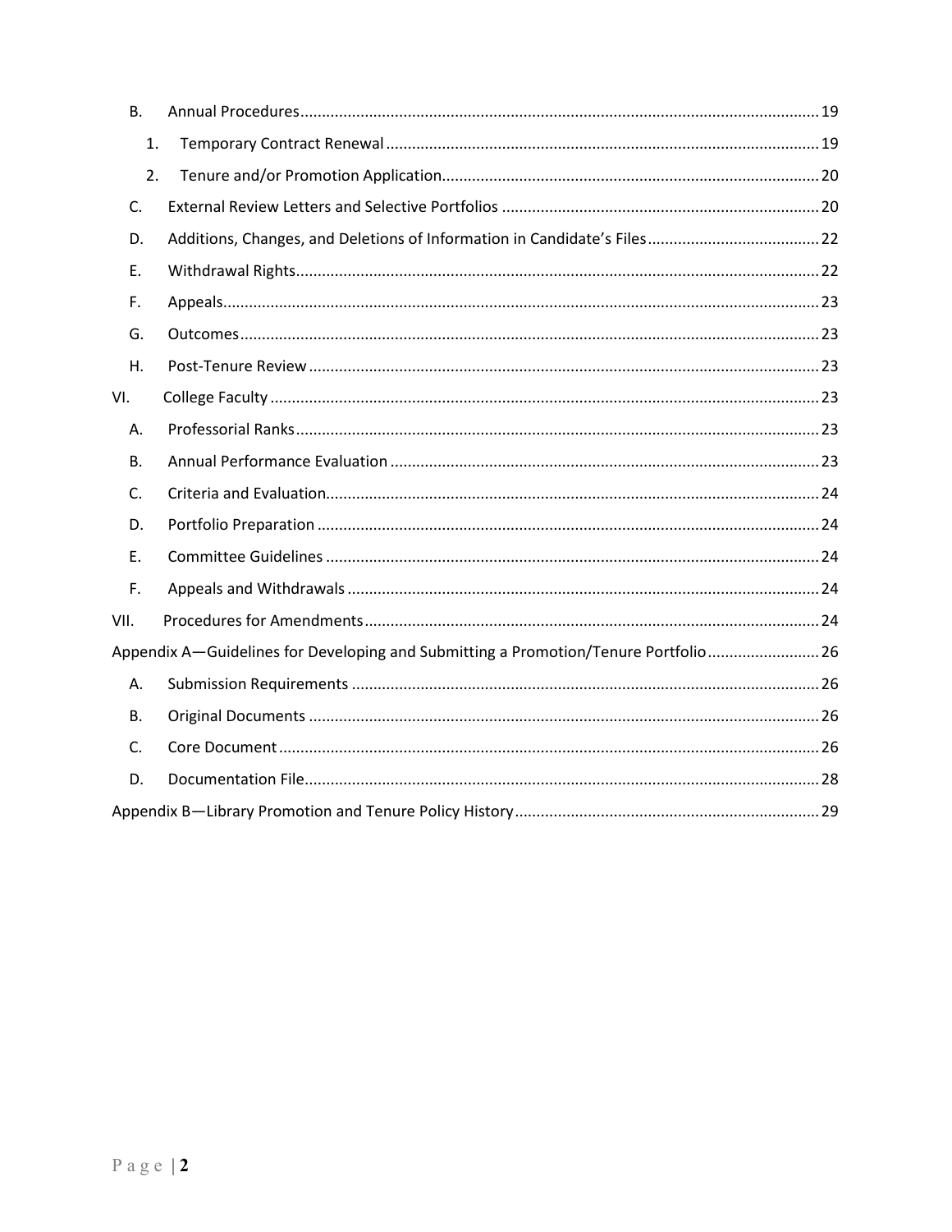- B. Annual Procedures ........ 19
  - 1. Temporary Contract Renewal ........ 19
  - 2. Tenure and/or Promotion Application ........ 20
- C. External Review Letters and Selective Portfolios ........ 20
- D. Additions, Changes, and Deletions of Information in Candidate's Files ........ 22
- E. Withdrawal Rights ........ 22
- F. Appeals ........ 23
- G. Outcomes ........ 23
- H. Post-Tenure Review ........ 23

VI. College Faculty ........ 23

- A. Professorial Ranks ........ 23
- B. Annual Performance Evaluation ........ 23
- C. Criteria and Evaluation ........ 24
- D. Portfolio Preparation ........ 24
- E. Committee Guidelines ........ 24
- F. Appeals and Withdrawals ........ 24

VII. Procedures for Amendments ........ 24

Appendix A—Guidelines for Developing and Submitting a Promotion/Tenure Portfolio ........ 26

- A. Submission Requirements ........ 26
- B. Original Documents ........ 26
- C. Core Document ........ 26
- D. Documentation File ........ 28

Appendix B—Library Promotion and Tenure Policy History ........ 29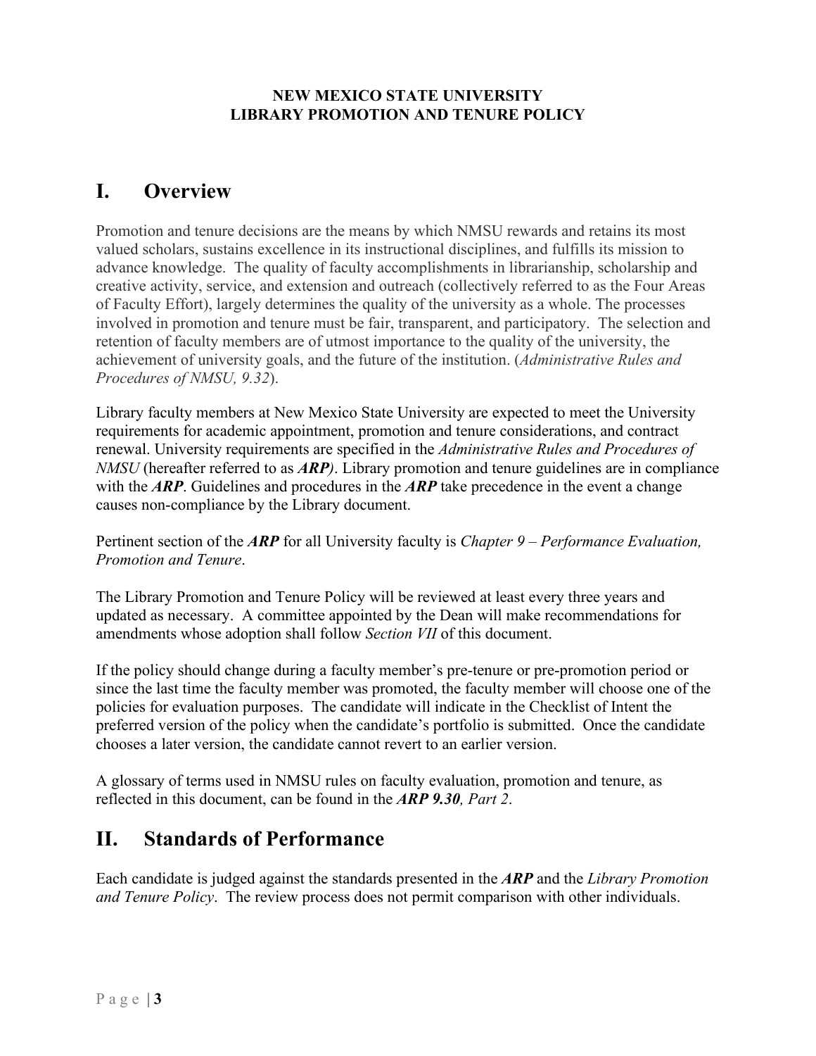**NEW MEXICO STATE UNIVERSITY**
**LIBRARY PROMOTION AND TENURE POLICY**

# I. Overview

Promotion and tenure decisions are the means by which NMSU rewards and retains its most valued scholars, sustains excellence in its instructional disciplines, and fulfills its mission to advance knowledge. The quality of faculty accomplishments in librarianship, scholarship and creative activity, service, and extension and outreach (collectively referred to as the Four Areas of Faculty Effort), largely determines the quality of the university as a whole. The processes involved in promotion and tenure must be fair, transparent, and participatory. The selection and retention of faculty members are of utmost importance to the quality of the university, the achievement of university goals, and the future of the institution. (*Administrative Rules and Procedures of NMSU, 9.32*).

Library faculty members at New Mexico State University are expected to meet the University requirements for academic appointment, promotion and tenure considerations, and contract renewal. University requirements are specified in the *Administrative Rules and Procedures of NMSU* (hereafter referred to as ***ARP)***. Library promotion and tenure guidelines are in compliance with the ***ARP***. Guidelines and procedures in the ***ARP*** take precedence in the event a change causes non-compliance by the Library document.

Pertinent section of the ***ARP*** for all University faculty is *Chapter 9 – Performance Evaluation, Promotion and Tenure*.

The Library Promotion and Tenure Policy will be reviewed at least every three years and updated as necessary. A committee appointed by the Dean will make recommendations for amendments whose adoption shall follow *Section VII* of this document.

If the policy should change during a faculty member's pre-tenure or pre-promotion period or since the last time the faculty member was promoted, the faculty member will choose one of the policies for evaluation purposes. The candidate will indicate in the Checklist of Intent the preferred version of the policy when the candidate's portfolio is submitted. Once the candidate chooses a later version, the candidate cannot revert to an earlier version.

A glossary of terms used in NMSU rules on faculty evaluation, promotion and tenure, as reflected in this document, can be found in the ***ARP 9.30****, Part 2*.

# II. Standards of Performance

Each candidate is judged against the standards presented in the ***ARP*** and the *Library Promotion and Tenure Policy*. The review process does not permit comparison with other individuals.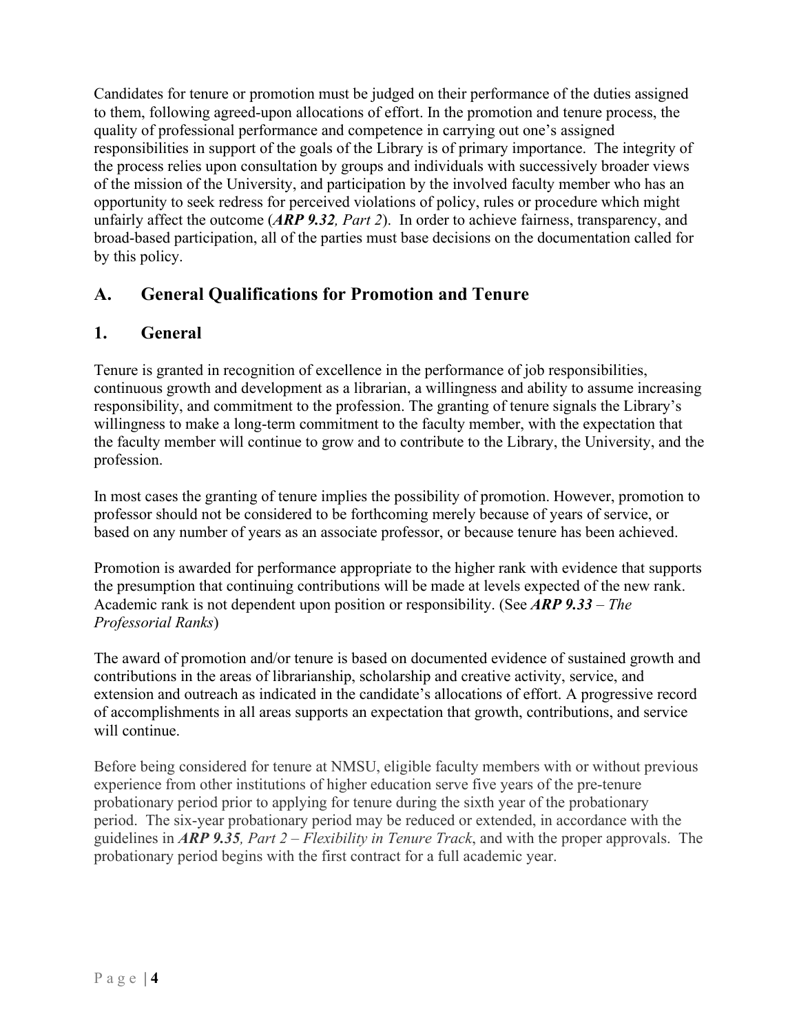Candidates for tenure or promotion must be judged on their performance of the duties assigned to them, following agreed-upon allocations of effort. In the promotion and tenure process, the quality of professional performance and competence in carrying out one's assigned responsibilities in support of the goals of the Library is of primary importance. The integrity of the process relies upon consultation by groups and individuals with successively broader views of the mission of the University, and participation by the involved faculty member who has an opportunity to seek redress for perceived violations of policy, rules or procedure which might unfairly affect the outcome (***ARP 9.32**, Part 2*). In order to achieve fairness, transparency, and broad-based participation, all of the parties must base decisions on the documentation called for by this policy.

## A. General Qualifications for Promotion and Tenure

## 1. General

Tenure is granted in recognition of excellence in the performance of job responsibilities, continuous growth and development as a librarian, a willingness and ability to assume increasing responsibility, and commitment to the profession. The granting of tenure signals the Library's willingness to make a long-term commitment to the faculty member, with the expectation that the faculty member will continue to grow and to contribute to the Library, the University, and the profession.

In most cases the granting of tenure implies the possibility of promotion. However, promotion to professor should not be considered to be forthcoming merely because of years of service, or based on any number of years as an associate professor, or because tenure has been achieved.

Promotion is awarded for performance appropriate to the higher rank with evidence that supports the presumption that continuing contributions will be made at levels expected of the new rank. Academic rank is not dependent upon position or responsibility. (See ***ARP 9.33** – The Professorial Ranks*)

The award of promotion and/or tenure is based on documented evidence of sustained growth and contributions in the areas of librarianship, scholarship and creative activity, service, and extension and outreach as indicated in the candidate's allocations of effort. A progressive record of accomplishments in all areas supports an expectation that growth, contributions, and service will continue.

Before being considered for tenure at NMSU, eligible faculty members with or without previous experience from other institutions of higher education serve five years of the pre-tenure probationary period prior to applying for tenure during the sixth year of the probationary period. The six-year probationary period may be reduced or extended, in accordance with the guidelines in ***ARP 9.35**, Part 2 – Flexibility in Tenure Track*, and with the proper approvals. The probationary period begins with the first contract for a full academic year.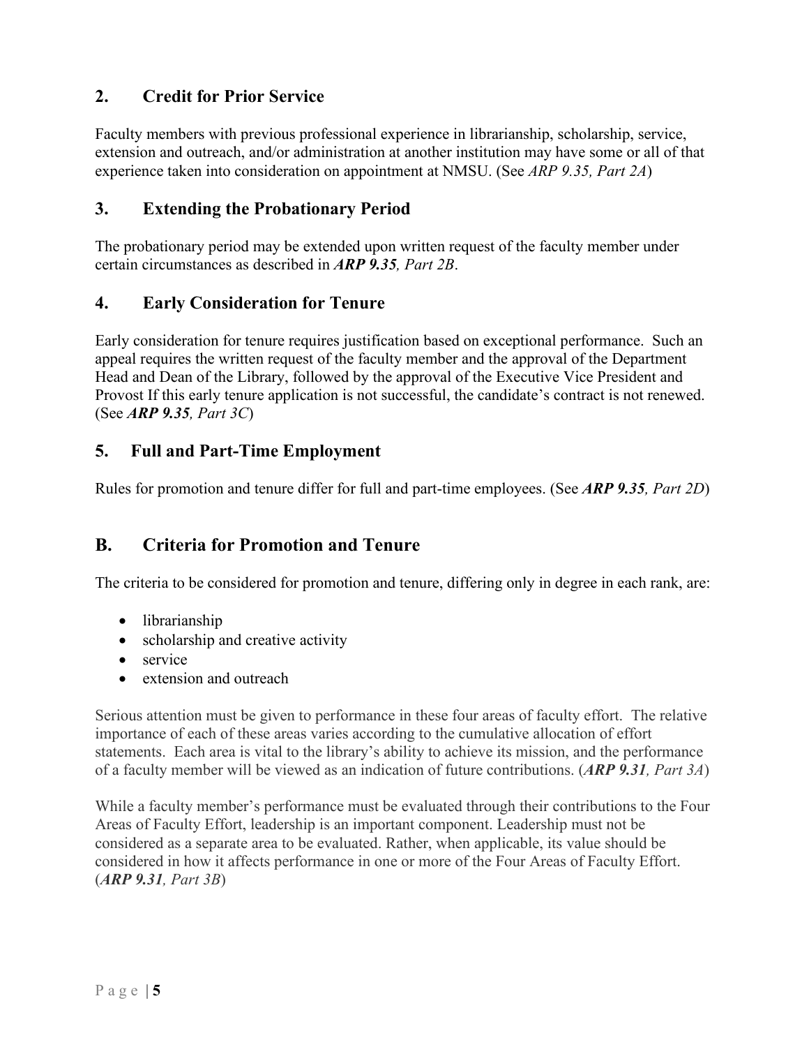### 2. Credit for Prior Service

Faculty members with previous professional experience in librarianship, scholarship, service, extension and outreach, and/or administration at another institution may have some or all of that experience taken into consideration on appointment at NMSU. (See *ARP 9.35, Part 2A*)

### 3. Extending the Probationary Period

The probationary period may be extended upon written request of the faculty member under certain circumstances as described in ***ARP 9.35****, Part 2B*.

### 4. Early Consideration for Tenure

Early consideration for tenure requires justification based on exceptional performance. Such an appeal requires the written request of the faculty member and the approval of the Department Head and Dean of the Library, followed by the approval of the Executive Vice President and Provost If this early tenure application is not successful, the candidate's contract is not renewed. (See ***ARP 9.35****, Part 3C*)

### 5. Full and Part-Time Employment

Rules for promotion and tenure differ for full and part-time employees. (See ***ARP 9.35****, Part 2D*)

## B. Criteria for Promotion and Tenure

The criteria to be considered for promotion and tenure, differing only in degree in each rank, are:

- librarianship
- scholarship and creative activity
- service
- extension and outreach

Serious attention must be given to performance in these four areas of faculty effort. The relative importance of each of these areas varies according to the cumulative allocation of effort statements. Each area is vital to the library's ability to achieve its mission, and the performance of a faculty member will be viewed as an indication of future contributions. (***ARP 9.31****, Part 3A*)

While a faculty member's performance must be evaluated through their contributions to the Four Areas of Faculty Effort, leadership is an important component. Leadership must not be considered as a separate area to be evaluated. Rather, when applicable, its value should be considered in how it affects performance in one or more of the Four Areas of Faculty Effort. (***ARP 9.31****, Part 3B*)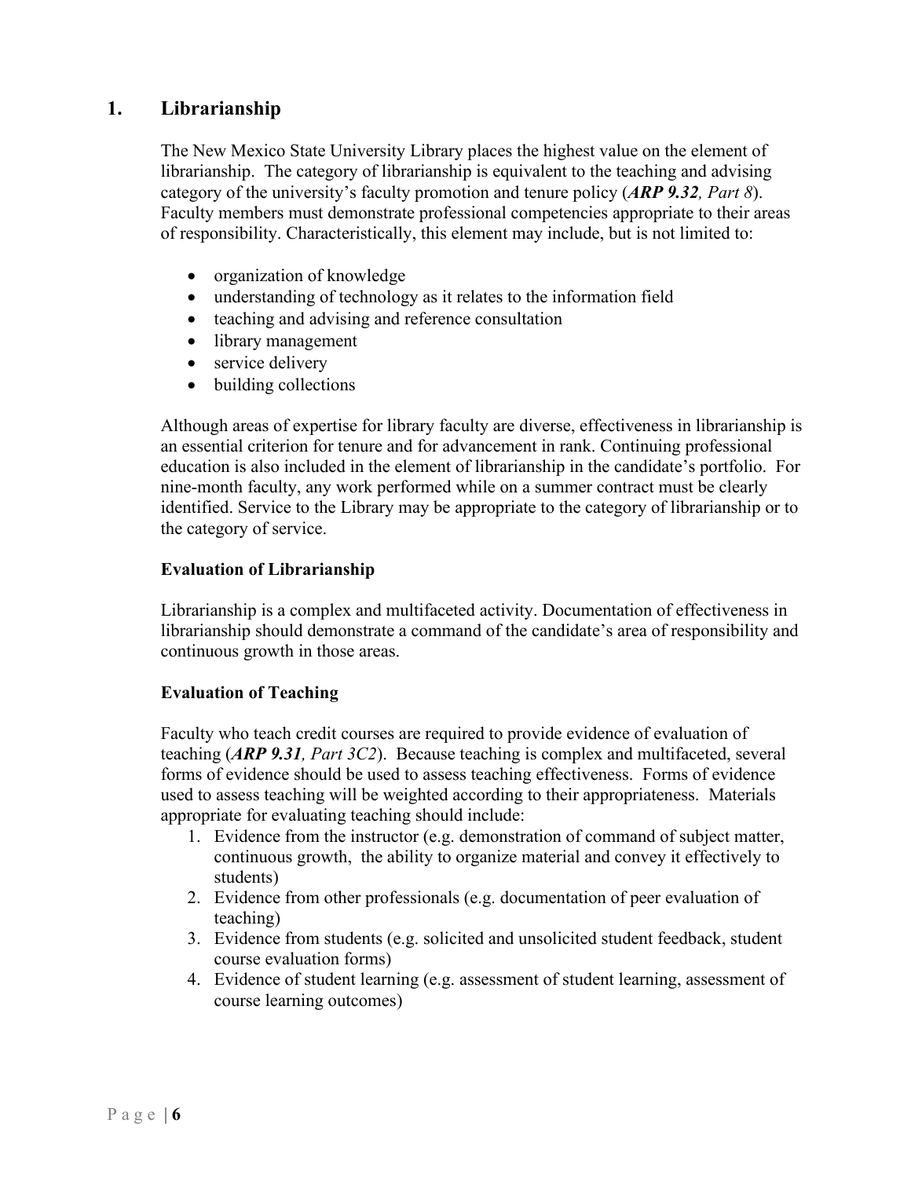## 1. Librarianship

The New Mexico State University Library places the highest value on the element of librarianship. The category of librarianship is equivalent to the teaching and advising category of the university's faculty promotion and tenure policy (***ARP 9.32****, Part 8*). Faculty members must demonstrate professional competencies appropriate to their areas of responsibility. Characteristically, this element may include, but is not limited to:

- organization of knowledge
- understanding of technology as it relates to the information field
- teaching and advising and reference consultation
- library management
- service delivery
- building collections

Although areas of expertise for library faculty are diverse, effectiveness in librarianship is an essential criterion for tenure and for advancement in rank. Continuing professional education is also included in the element of librarianship in the candidate's portfolio. For nine-month faculty, any work performed while on a summer contract must be clearly identified. Service to the Library may be appropriate to the category of librarianship or to the category of service.

### Evaluation of Librarianship

Librarianship is a complex and multifaceted activity. Documentation of effectiveness in librarianship should demonstrate a command of the candidate's area of responsibility and continuous growth in those areas.

### Evaluation of Teaching

Faculty who teach credit courses are required to provide evidence of evaluation of teaching (***ARP 9.31****, Part 3C2*). Because teaching is complex and multifaceted, several forms of evidence should be used to assess teaching effectiveness. Forms of evidence used to assess teaching will be weighted according to their appropriateness. Materials appropriate for evaluating teaching should include:

1. Evidence from the instructor (e.g. demonstration of command of subject matter, continuous growth, the ability to organize material and convey it effectively to students)
2. Evidence from other professionals (e.g. documentation of peer evaluation of teaching)
3. Evidence from students (e.g. solicited and unsolicited student feedback, student course evaluation forms)
4. Evidence of student learning (e.g. assessment of student learning, assessment of course learning outcomes)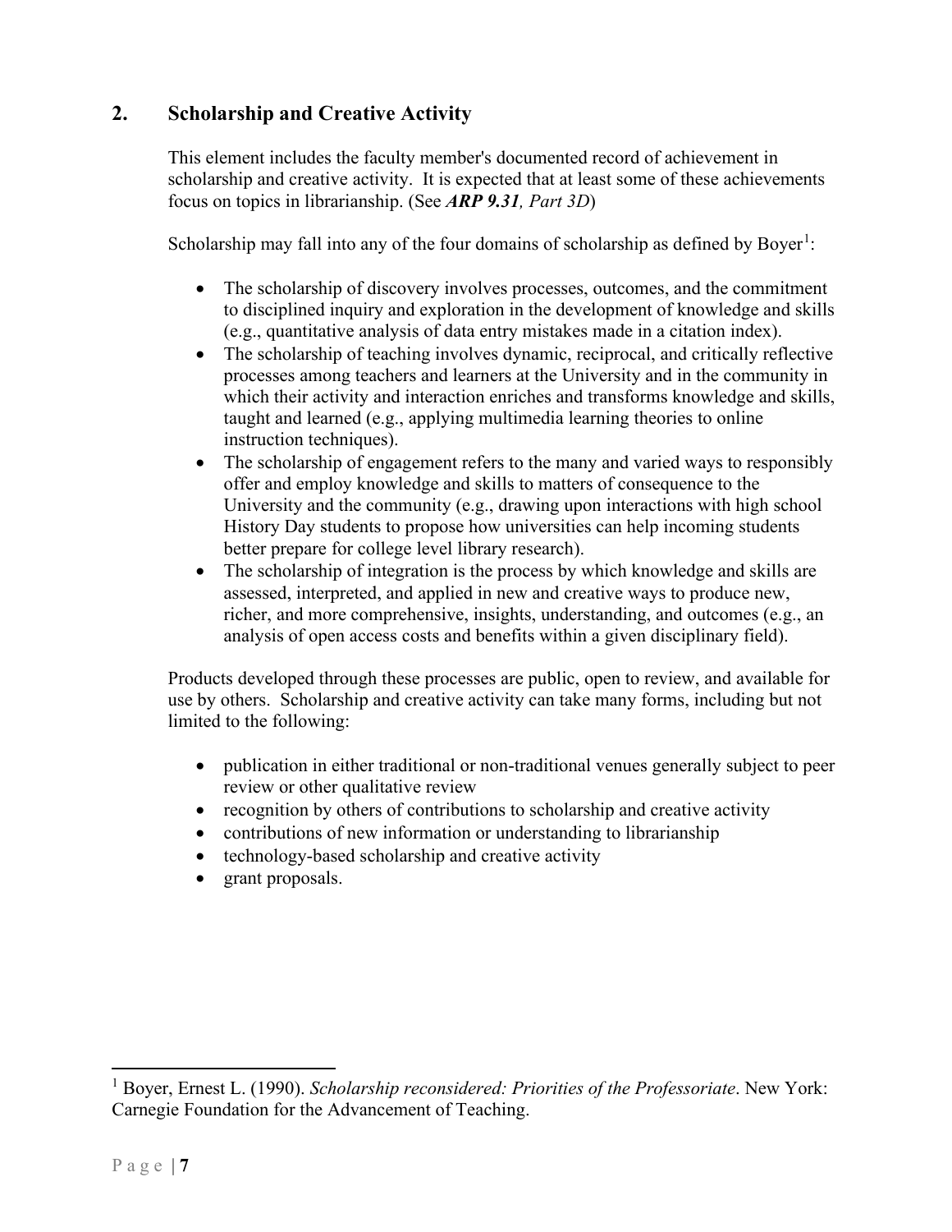## 2. Scholarship and Creative Activity

This element includes the faculty member's documented record of achievement in scholarship and creative activity. It is expected that at least some of these achievements focus on topics in librarianship. (See ***ARP 9.31****, Part 3D*)

Scholarship may fall into any of the four domains of scholarship as defined by Boyer[1]:

- The scholarship of discovery involves processes, outcomes, and the commitment to disciplined inquiry and exploration in the development of knowledge and skills (e.g., quantitative analysis of data entry mistakes made in a citation index).
- The scholarship of teaching involves dynamic, reciprocal, and critically reflective processes among teachers and learners at the University and in the community in which their activity and interaction enriches and transforms knowledge and skills, taught and learned (e.g., applying multimedia learning theories to online instruction techniques).
- The scholarship of engagement refers to the many and varied ways to responsibly offer and employ knowledge and skills to matters of consequence to the University and the community (e.g., drawing upon interactions with high school History Day students to propose how universities can help incoming students better prepare for college level library research).
- The scholarship of integration is the process by which knowledge and skills are assessed, interpreted, and applied in new and creative ways to produce new, richer, and more comprehensive, insights, understanding, and outcomes (e.g., an analysis of open access costs and benefits within a given disciplinary field).

Products developed through these processes are public, open to review, and available for use by others. Scholarship and creative activity can take many forms, including but not limited to the following:

- publication in either traditional or non-traditional venues generally subject to peer review or other qualitative review
- recognition by others of contributions to scholarship and creative activity
- contributions of new information or understanding to librarianship
- technology-based scholarship and creative activity
- grant proposals.

[1] Boyer, Ernest L. (1990). *Scholarship reconsidered: Priorities of the Professoriate*. New York: Carnegie Foundation for the Advancement of Teaching.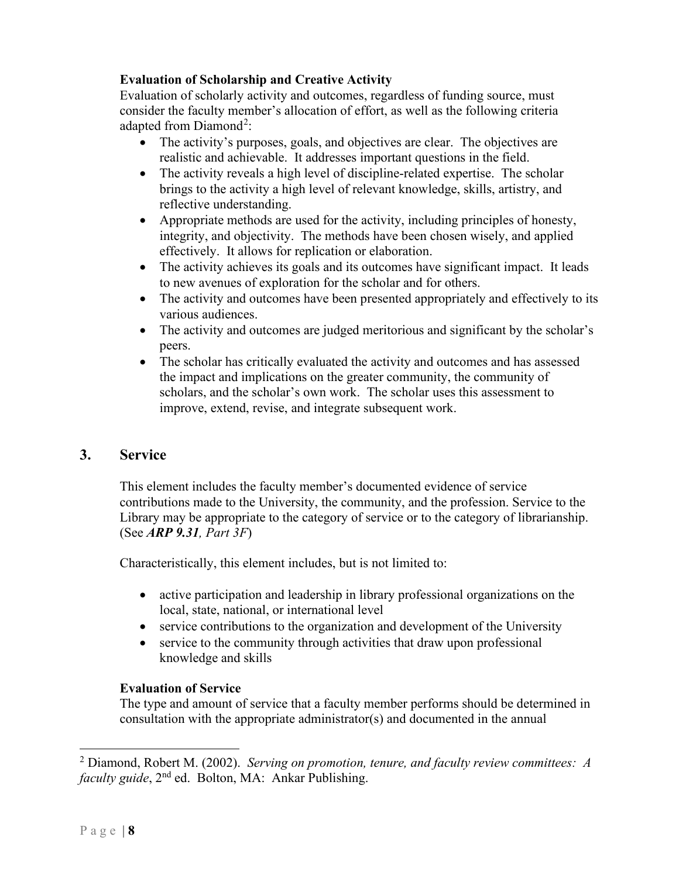**Evaluation of Scholarship and Creative Activity**

Evaluation of scholarly activity and outcomes, regardless of funding source, must consider the faculty member's allocation of effort, as well as the following criteria adapted from Diamond[2]:

- The activity's purposes, goals, and objectives are clear. The objectives are realistic and achievable. It addresses important questions in the field.
- The activity reveals a high level of discipline-related expertise. The scholar brings to the activity a high level of relevant knowledge, skills, artistry, and reflective understanding.
- Appropriate methods are used for the activity, including principles of honesty, integrity, and objectivity. The methods have been chosen wisely, and applied effectively. It allows for replication or elaboration.
- The activity achieves its goals and its outcomes have significant impact. It leads to new avenues of exploration for the scholar and for others.
- The activity and outcomes have been presented appropriately and effectively to its various audiences.
- The activity and outcomes are judged meritorious and significant by the scholar's peers.
- The scholar has critically evaluated the activity and outcomes and has assessed the impact and implications on the greater community, the community of scholars, and the scholar's own work. The scholar uses this assessment to improve, extend, revise, and integrate subsequent work.

## 3. Service

This element includes the faculty member's documented evidence of service contributions made to the University, the community, and the profession. Service to the Library may be appropriate to the category of service or to the category of librarianship. (See ***ARP 9.31****, Part 3F*)

Characteristically, this element includes, but is not limited to:

- active participation and leadership in library professional organizations on the local, state, national, or international level
- service contributions to the organization and development of the University
- service to the community through activities that draw upon professional knowledge and skills

**Evaluation of Service**

The type and amount of service that a faculty member performs should be determined in consultation with the appropriate administrator(s) and documented in the annual

[2] Diamond, Robert M. (2002). *Serving on promotion, tenure, and faculty review committees: A faculty guide*, 2nd ed. Bolton, MA: Ankar Publishing.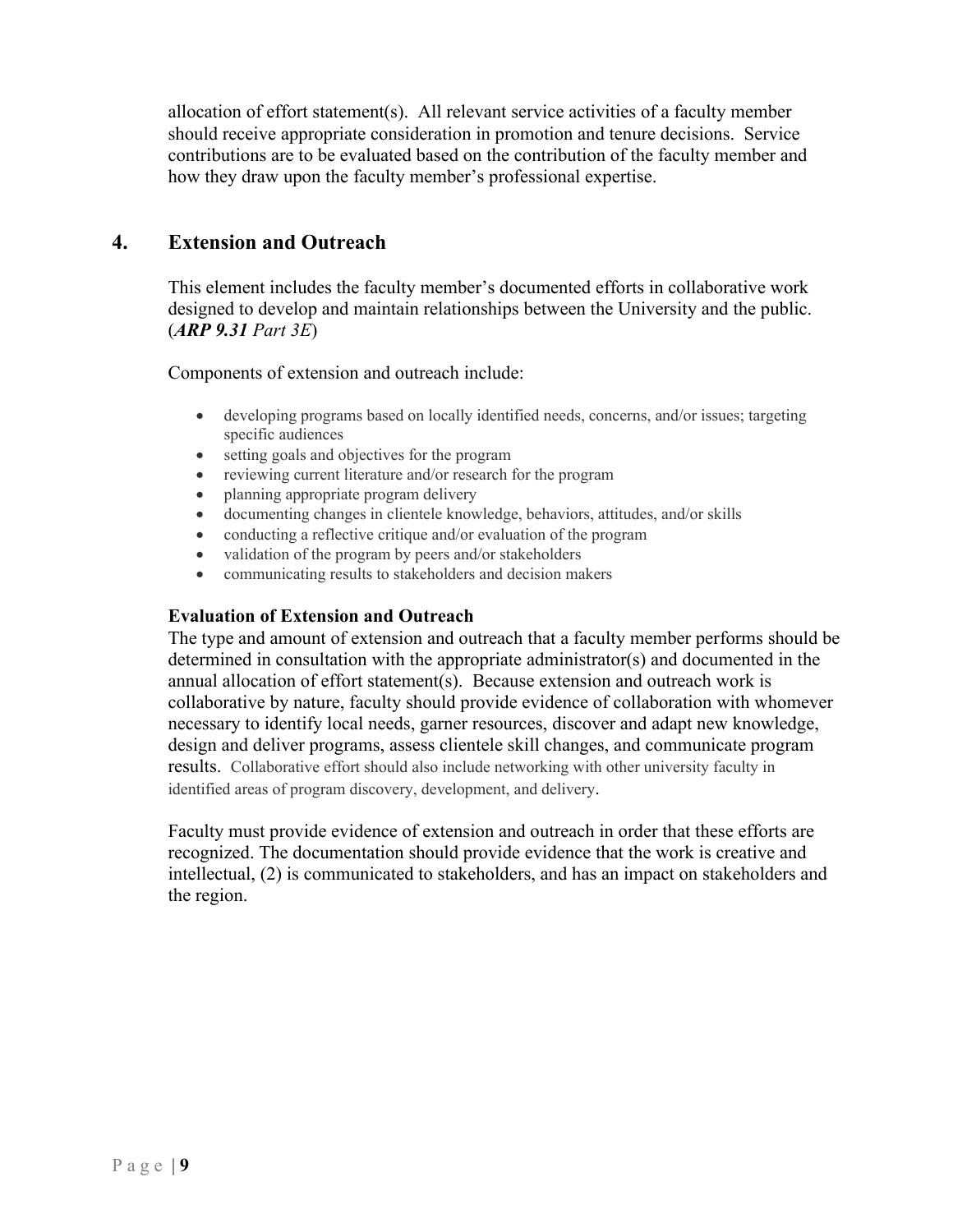allocation of effort statement(s). All relevant service activities of a faculty member should receive appropriate consideration in promotion and tenure decisions. Service contributions are to be evaluated based on the contribution of the faculty member and how they draw upon the faculty member's professional expertise.

## 4. Extension and Outreach

This element includes the faculty member's documented efforts in collaborative work designed to develop and maintain relationships between the University and the public. (***ARP 9.31*** *Part 3E*)

Components of extension and outreach include:

- developing programs based on locally identified needs, concerns, and/or issues; targeting specific audiences
- setting goals and objectives for the program
- reviewing current literature and/or research for the program
- planning appropriate program delivery
- documenting changes in clientele knowledge, behaviors, attitudes, and/or skills
- conducting a reflective critique and/or evaluation of the program
- validation of the program by peers and/or stakeholders
- communicating results to stakeholders and decision makers

**Evaluation of Extension and Outreach**

The type and amount of extension and outreach that a faculty member performs should be determined in consultation with the appropriate administrator(s) and documented in the annual allocation of effort statement(s). Because extension and outreach work is collaborative by nature, faculty should provide evidence of collaboration with whomever necessary to identify local needs, garner resources, discover and adapt new knowledge, design and deliver programs, assess clientele skill changes, and communicate program results. Collaborative effort should also include networking with other university faculty in identified areas of program discovery, development, and delivery.

Faculty must provide evidence of extension and outreach in order that these efforts are recognized. The documentation should provide evidence that the work is creative and intellectual, (2) is communicated to stakeholders, and has an impact on stakeholders and the region.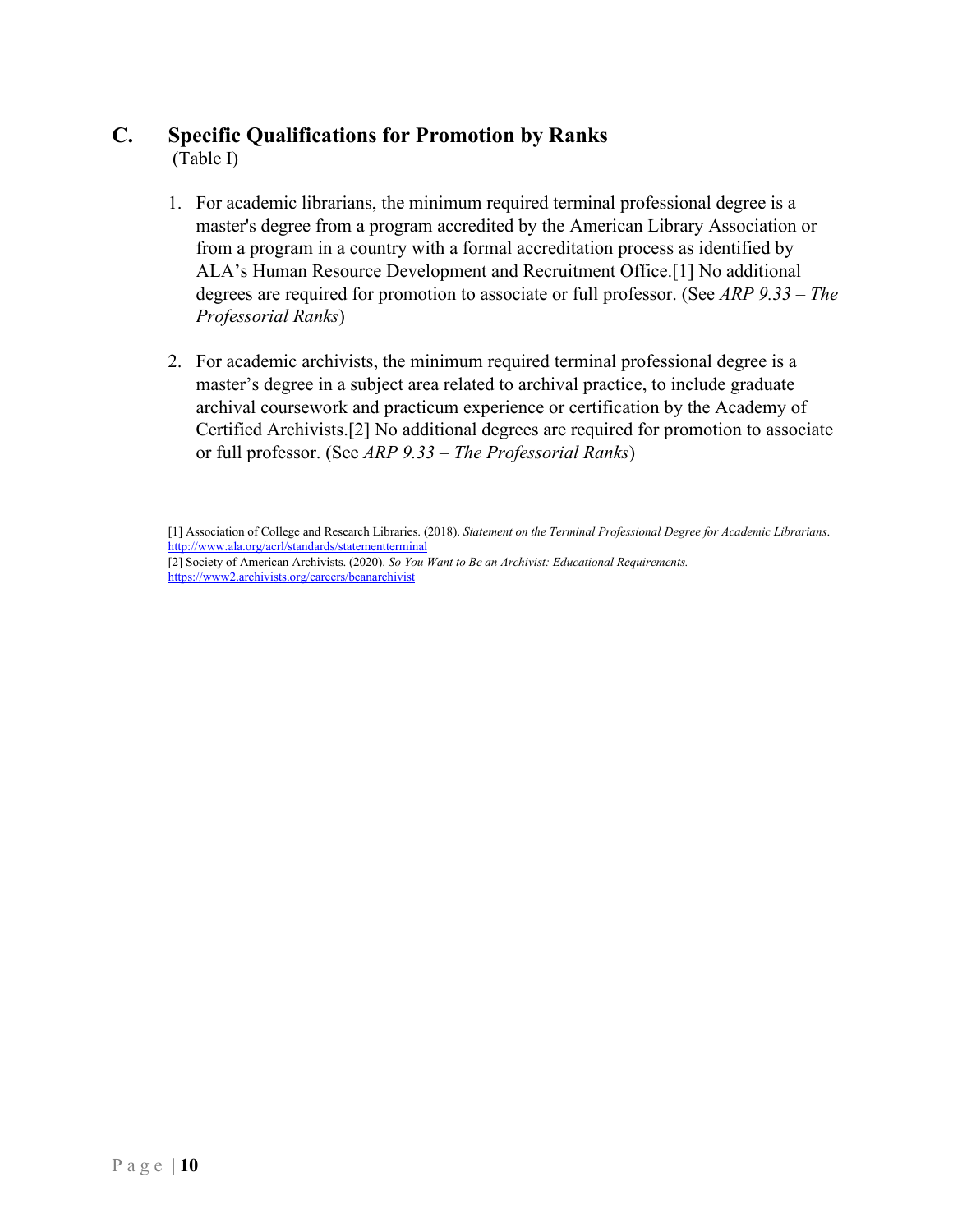## C. Specific Qualifications for Promotion by Ranks

(Table I)

1. For academic librarians, the minimum required terminal professional degree is a master's degree from a program accredited by the American Library Association or from a program in a country with a formal accreditation process as identified by ALA's Human Resource Development and Recruitment Office.[1] No additional degrees are required for promotion to associate or full professor. (See *ARP 9.33 – The Professorial Ranks*)

2. For academic archivists, the minimum required terminal professional degree is a master's degree in a subject area related to archival practice, to include graduate archival coursework and practicum experience or certification by the Academy of Certified Archivists.[2] No additional degrees are required for promotion to associate or full professor. (See *ARP 9.33 – The Professorial Ranks*)

[1] Association of College and Research Libraries. (2018). *Statement on the Terminal Professional Degree for Academic Librarians*. http://www.ala.org/acrl/standards/statementterminal

[2] Society of American Archivists. (2020). *So You Want to Be an Archivist: Educational Requirements.* https://www2.archivists.org/careers/beanarchivist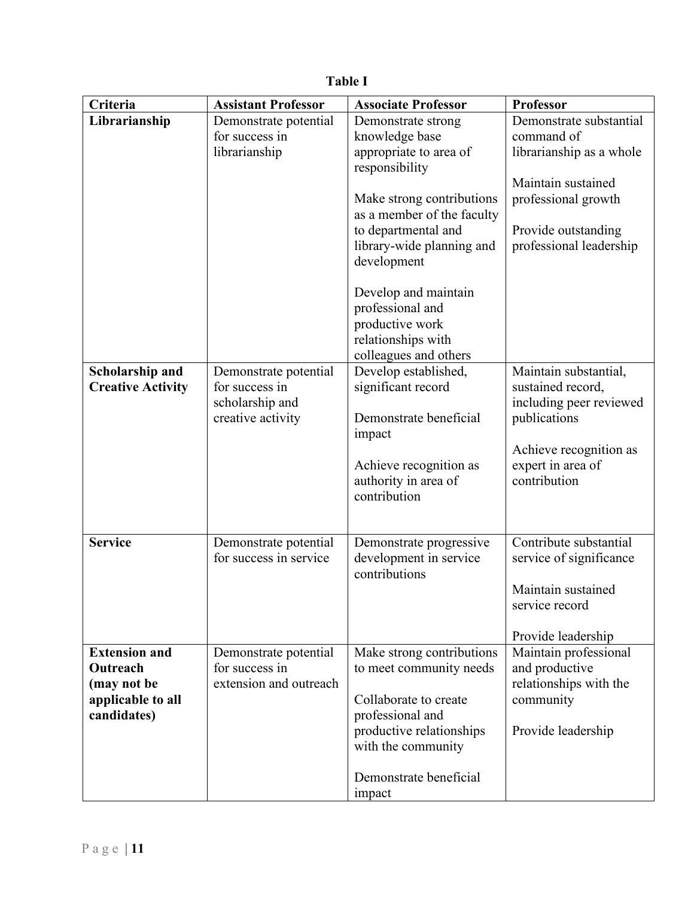**Table I**

| Criteria | Assistant Professor | Associate Professor | Professor |
| --- | --- | --- | --- |
| **Librarianship** | Demonstrate potential for success in librarianship | Demonstrate strong knowledge base appropriate to area of responsibility<br><br>Make strong contributions as a member of the faculty to departmental and library-wide planning and development<br><br>Develop and maintain professional and productive work relationships with colleagues and others | Demonstrate substantial command of librarianship as a whole<br><br>Maintain sustained professional growth<br><br>Provide outstanding professional leadership |
| **Scholarship and Creative Activity** | Demonstrate potential for success in scholarship and creative activity | Develop established, significant record<br><br>Demonstrate beneficial impact<br><br>Achieve recognition as authority in area of contribution | Maintain substantial, sustained record, including peer reviewed publications<br><br>Achieve recognition as expert in area of contribution |
| **Service** | Demonstrate potential for success in service | Demonstrate progressive development in service contributions | Contribute substantial service of significance<br><br>Maintain sustained service record<br><br>Provide leadership |
| **Extension and Outreach (may not be applicable to all candidates)** | Demonstrate potential for success in extension and outreach | Make strong contributions to meet community needs<br><br>Collaborate to create professional and productive relationships with the community<br><br>Demonstrate beneficial impact | Maintain professional and productive relationships with the community<br><br>Provide leadership |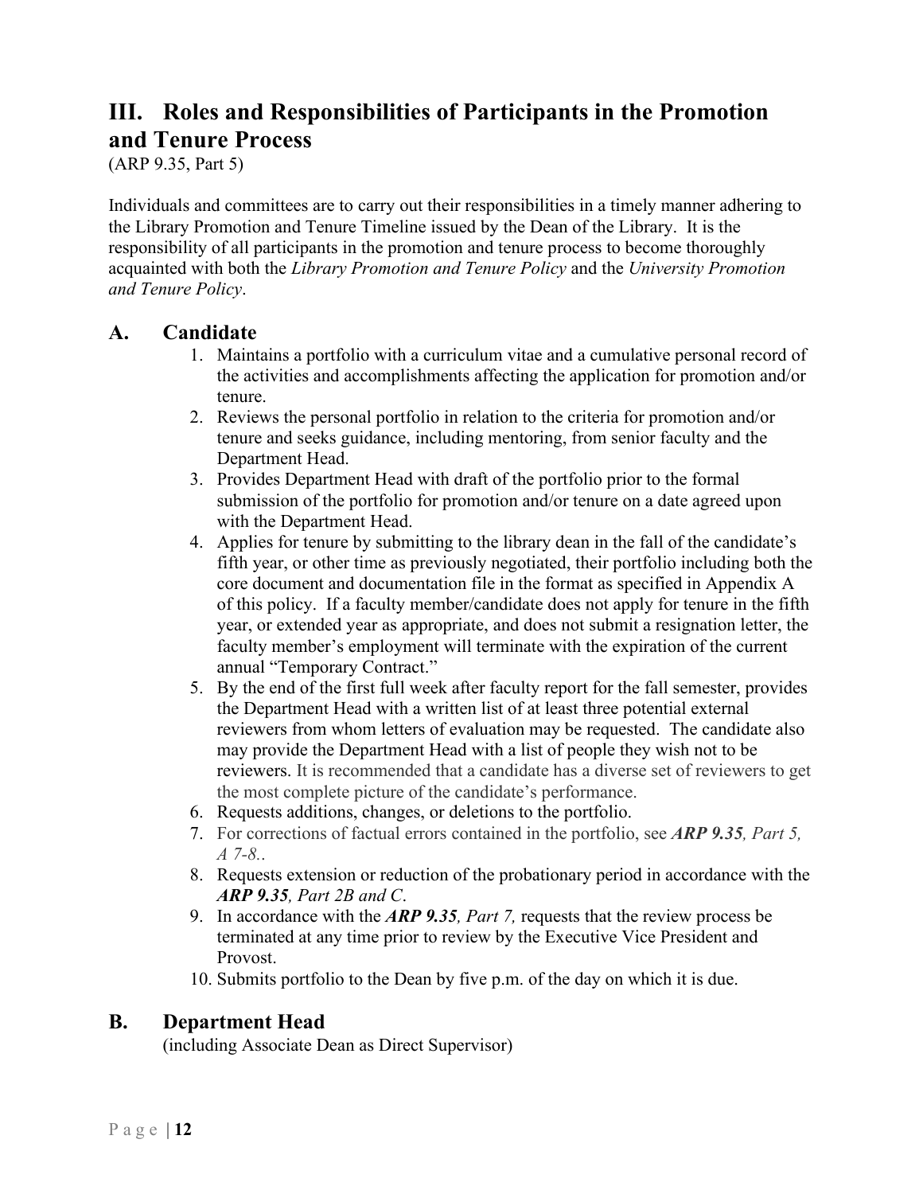# III. Roles and Responsibilities of Participants in the Promotion and Tenure Process

(ARP 9.35, Part 5)

Individuals and committees are to carry out their responsibilities in a timely manner adhering to the Library Promotion and Tenure Timeline issued by the Dean of the Library. It is the responsibility of all participants in the promotion and tenure process to become thoroughly acquainted with both the *Library Promotion and Tenure Policy* and the *University Promotion and Tenure Policy*.

## A. Candidate

1. Maintains a portfolio with a curriculum vitae and a cumulative personal record of the activities and accomplishments affecting the application for promotion and/or tenure.
2. Reviews the personal portfolio in relation to the criteria for promotion and/or tenure and seeks guidance, including mentoring, from senior faculty and the Department Head.
3. Provides Department Head with draft of the portfolio prior to the formal submission of the portfolio for promotion and/or tenure on a date agreed upon with the Department Head.
4. Applies for tenure by submitting to the library dean in the fall of the candidate's fifth year, or other time as previously negotiated, their portfolio including both the core document and documentation file in the format as specified in Appendix A of this policy. If a faculty member/candidate does not apply for tenure in the fifth year, or extended year as appropriate, and does not submit a resignation letter, the faculty member's employment will terminate with the expiration of the current annual "Temporary Contract."
5. By the end of the first full week after faculty report for the fall semester, provides the Department Head with a written list of at least three potential external reviewers from whom letters of evaluation may be requested. The candidate also may provide the Department Head with a list of people they wish not to be reviewers. It is recommended that a candidate has a diverse set of reviewers to get the most complete picture of the candidate's performance.
6. Requests additions, changes, or deletions to the portfolio.
7. For corrections of factual errors contained in the portfolio, see ***ARP 9.35****, Part 5, A 7-8.*.
8. Requests extension or reduction of the probationary period in accordance with the ***ARP 9.35****, Part 2B and C*.
9. In accordance with the ***ARP 9.35****, Part 7,* requests that the review process be terminated at any time prior to review by the Executive Vice President and Provost.
10. Submits portfolio to the Dean by five p.m. of the day on which it is due.

## B. Department Head

(including Associate Dean as Direct Supervisor)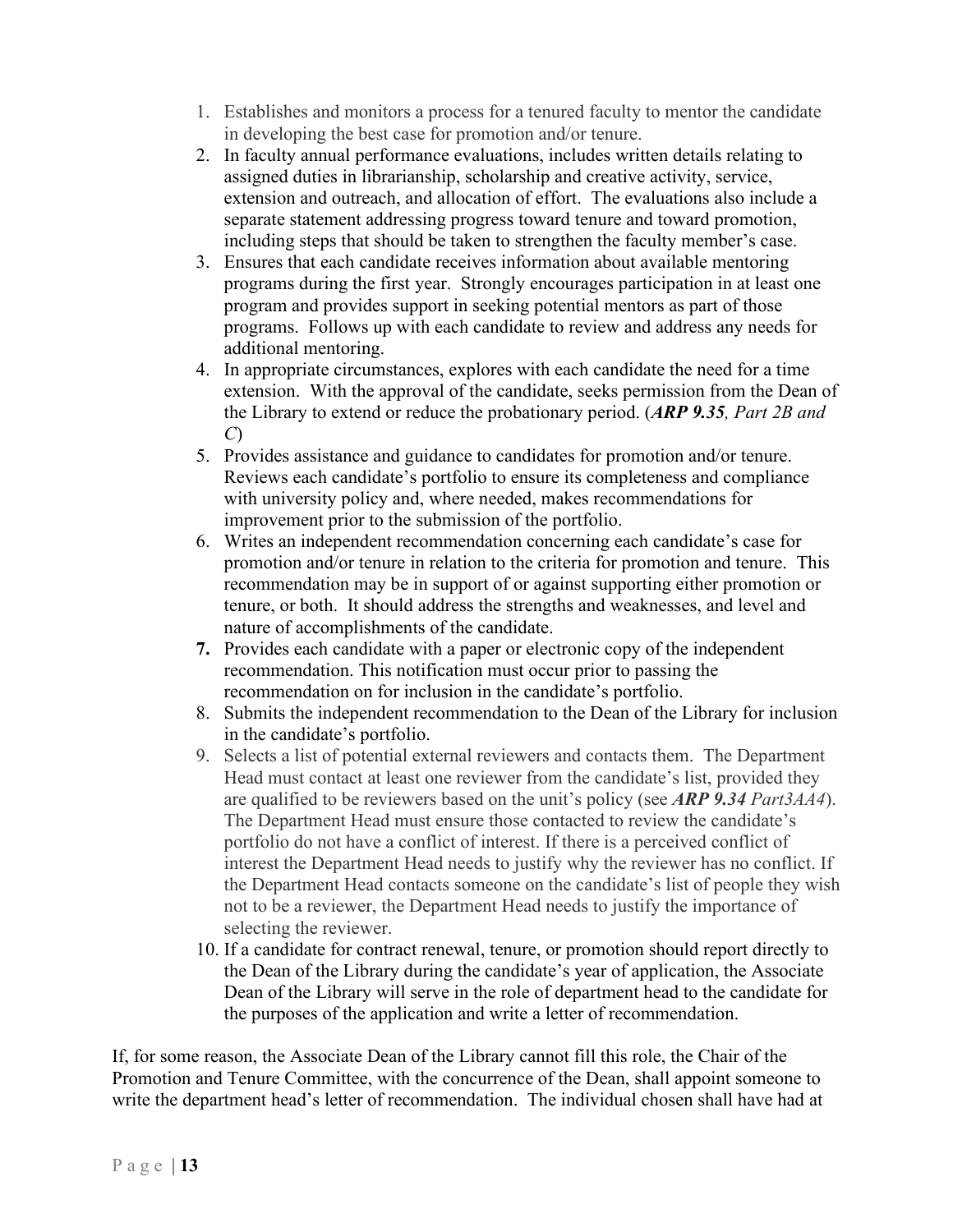1. Establishes and monitors a process for a tenured faculty to mentor the candidate in developing the best case for promotion and/or tenure.
2. In faculty annual performance evaluations, includes written details relating to assigned duties in librarianship, scholarship and creative activity, service, extension and outreach, and allocation of effort. The evaluations also include a separate statement addressing progress toward tenure and toward promotion, including steps that should be taken to strengthen the faculty member's case.
3. Ensures that each candidate receives information about available mentoring programs during the first year. Strongly encourages participation in at least one program and provides support in seeking potential mentors as part of those programs. Follows up with each candidate to review and address any needs for additional mentoring.
4. In appropriate circumstances, explores with each candidate the need for a time extension. With the approval of the candidate, seeks permission from the Dean of the Library to extend or reduce the probationary period. (***ARP 9.35****, Part 2B and C*)
5. Provides assistance and guidance to candidates for promotion and/or tenure. Reviews each candidate's portfolio to ensure its completeness and compliance with university policy and, where needed, makes recommendations for improvement prior to the submission of the portfolio.
6. Writes an independent recommendation concerning each candidate's case for promotion and/or tenure in relation to the criteria for promotion and tenure. This recommendation may be in support of or against supporting either promotion or tenure, or both. It should address the strengths and weaknesses, and level and nature of accomplishments of the candidate.
7. Provides each candidate with a paper or electronic copy of the independent recommendation. This notification must occur prior to passing the recommendation on for inclusion in the candidate's portfolio.
8. Submits the independent recommendation to the Dean of the Library for inclusion in the candidate's portfolio.
9. Selects a list of potential external reviewers and contacts them. The Department Head must contact at least one reviewer from the candidate's list, provided they are qualified to be reviewers based on the unit's policy (see ***ARP 9.34*** *Part3AA4*). The Department Head must ensure those contacted to review the candidate's portfolio do not have a conflict of interest. If there is a perceived conflict of interest the Department Head needs to justify why the reviewer has no conflict. If the Department Head contacts someone on the candidate's list of people they wish not to be a reviewer, the Department Head needs to justify the importance of selecting the reviewer.
10. If a candidate for contract renewal, tenure, or promotion should report directly to the Dean of the Library during the candidate's year of application, the Associate Dean of the Library will serve in the role of department head to the candidate for the purposes of the application and write a letter of recommendation.

If, for some reason, the Associate Dean of the Library cannot fill this role, the Chair of the Promotion and Tenure Committee, with the concurrence of the Dean, shall appoint someone to write the department head's letter of recommendation. The individual chosen shall have had at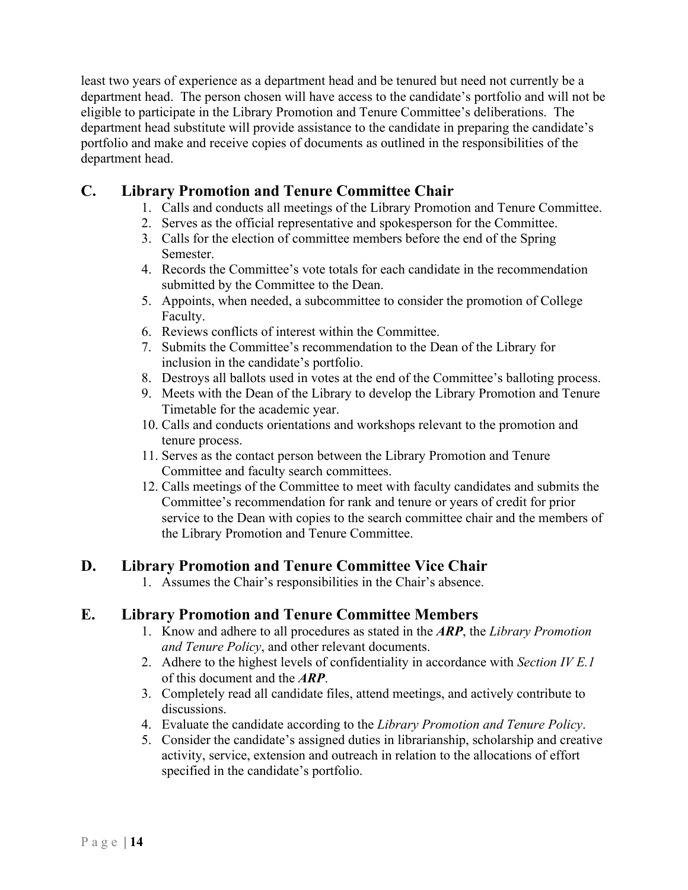least two years of experience as a department head and be tenured but need not currently be a department head. The person chosen will have access to the candidate's portfolio and will not be eligible to participate in the Library Promotion and Tenure Committee's deliberations. The department head substitute will provide assistance to the candidate in preparing the candidate's portfolio and make and receive copies of documents as outlined in the responsibilities of the department head.

## C. Library Promotion and Tenure Committee Chair

1. Calls and conducts all meetings of the Library Promotion and Tenure Committee.
2. Serves as the official representative and spokesperson for the Committee.
3. Calls for the election of committee members before the end of the Spring Semester.
4. Records the Committee's vote totals for each candidate in the recommendation submitted by the Committee to the Dean.
5. Appoints, when needed, a subcommittee to consider the promotion of College Faculty.
6. Reviews conflicts of interest within the Committee.
7. Submits the Committee's recommendation to the Dean of the Library for inclusion in the candidate's portfolio.
8. Destroys all ballots used in votes at the end of the Committee's balloting process.
9. Meets with the Dean of the Library to develop the Library Promotion and Tenure Timetable for the academic year.
10. Calls and conducts orientations and workshops relevant to the promotion and tenure process.
11. Serves as the contact person between the Library Promotion and Tenure Committee and faculty search committees.
12. Calls meetings of the Committee to meet with faculty candidates and submits the Committee's recommendation for rank and tenure or years of credit for prior service to the Dean with copies to the search committee chair and the members of the Library Promotion and Tenure Committee.

## D. Library Promotion and Tenure Committee Vice Chair

1. Assumes the Chair's responsibilities in the Chair's absence.

## E. Library Promotion and Tenure Committee Members

1. Know and adhere to all procedures as stated in the ***ARP***, the *Library Promotion and Tenure Policy*, and other relevant documents.
2. Adhere to the highest levels of confidentiality in accordance with *Section IV E.1* of this document and the ***ARP***.
3. Completely read all candidate files, attend meetings, and actively contribute to discussions.
4. Evaluate the candidate according to the *Library Promotion and Tenure Policy*.
5. Consider the candidate's assigned duties in librarianship, scholarship and creative activity, service, extension and outreach in relation to the allocations of effort specified in the candidate's portfolio.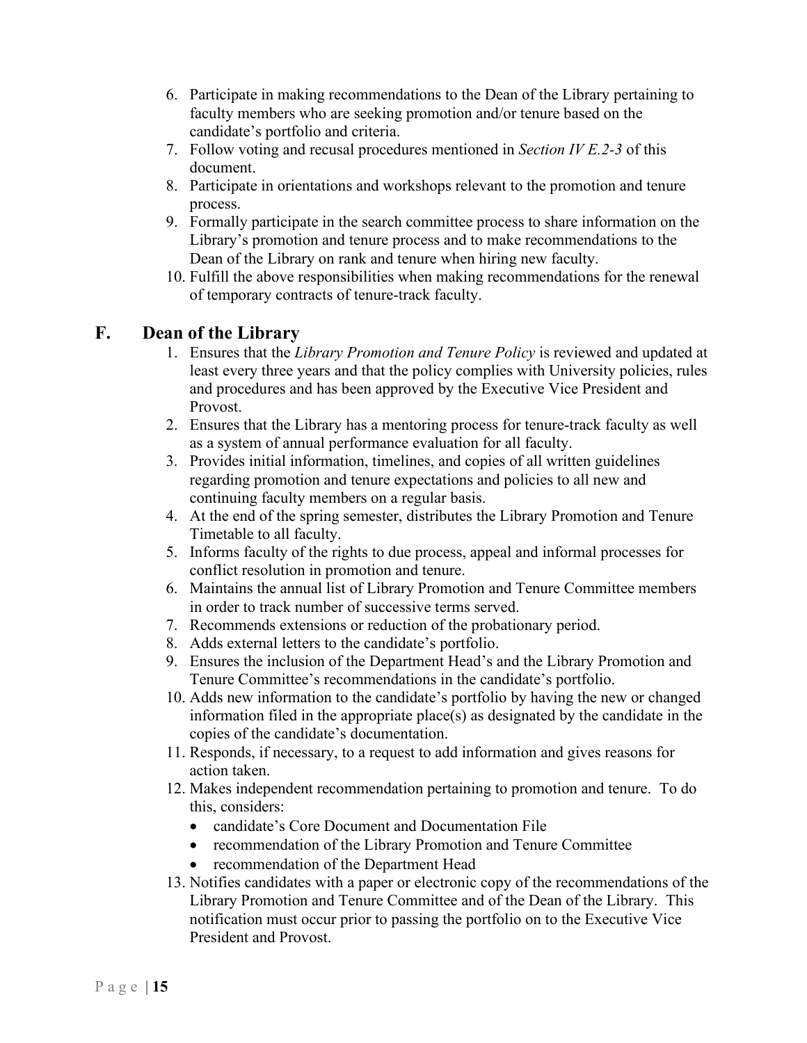6. Participate in making recommendations to the Dean of the Library pertaining to faculty members who are seeking promotion and/or tenure based on the candidate's portfolio and criteria.
7. Follow voting and recusal procedures mentioned in *Section IV E.2-3* of this document.
8. Participate in orientations and workshops relevant to the promotion and tenure process.
9. Formally participate in the search committee process to share information on the Library's promotion and tenure process and to make recommendations to the Dean of the Library on rank and tenure when hiring new faculty.
10. Fulfill the above responsibilities when making recommendations for the renewal of temporary contracts of tenure-track faculty.

## F. Dean of the Library

1. Ensures that the *Library Promotion and Tenure Policy* is reviewed and updated at least every three years and that the policy complies with University policies, rules and procedures and has been approved by the Executive Vice President and Provost.
2. Ensures that the Library has a mentoring process for tenure-track faculty as well as a system of annual performance evaluation for all faculty.
3. Provides initial information, timelines, and copies of all written guidelines regarding promotion and tenure expectations and policies to all new and continuing faculty members on a regular basis.
4. At the end of the spring semester, distributes the Library Promotion and Tenure Timetable to all faculty.
5. Informs faculty of the rights to due process, appeal and informal processes for conflict resolution in promotion and tenure.
6. Maintains the annual list of Library Promotion and Tenure Committee members in order to track number of successive terms served.
7. Recommends extensions or reduction of the probationary period.
8. Adds external letters to the candidate's portfolio.
9. Ensures the inclusion of the Department Head's and the Library Promotion and Tenure Committee's recommendations in the candidate's portfolio.
10. Adds new information to the candidate's portfolio by having the new or changed information filed in the appropriate place(s) as designated by the candidate in the copies of the candidate's documentation.
11. Responds, if necessary, to a request to add information and gives reasons for action taken.
12. Makes independent recommendation pertaining to promotion and tenure. To do this, considers:
    - candidate's Core Document and Documentation File
    - recommendation of the Library Promotion and Tenure Committee
    - recommendation of the Department Head
13. Notifies candidates with a paper or electronic copy of the recommendations of the Library Promotion and Tenure Committee and of the Dean of the Library. This notification must occur prior to passing the portfolio on to the Executive Vice President and Provost.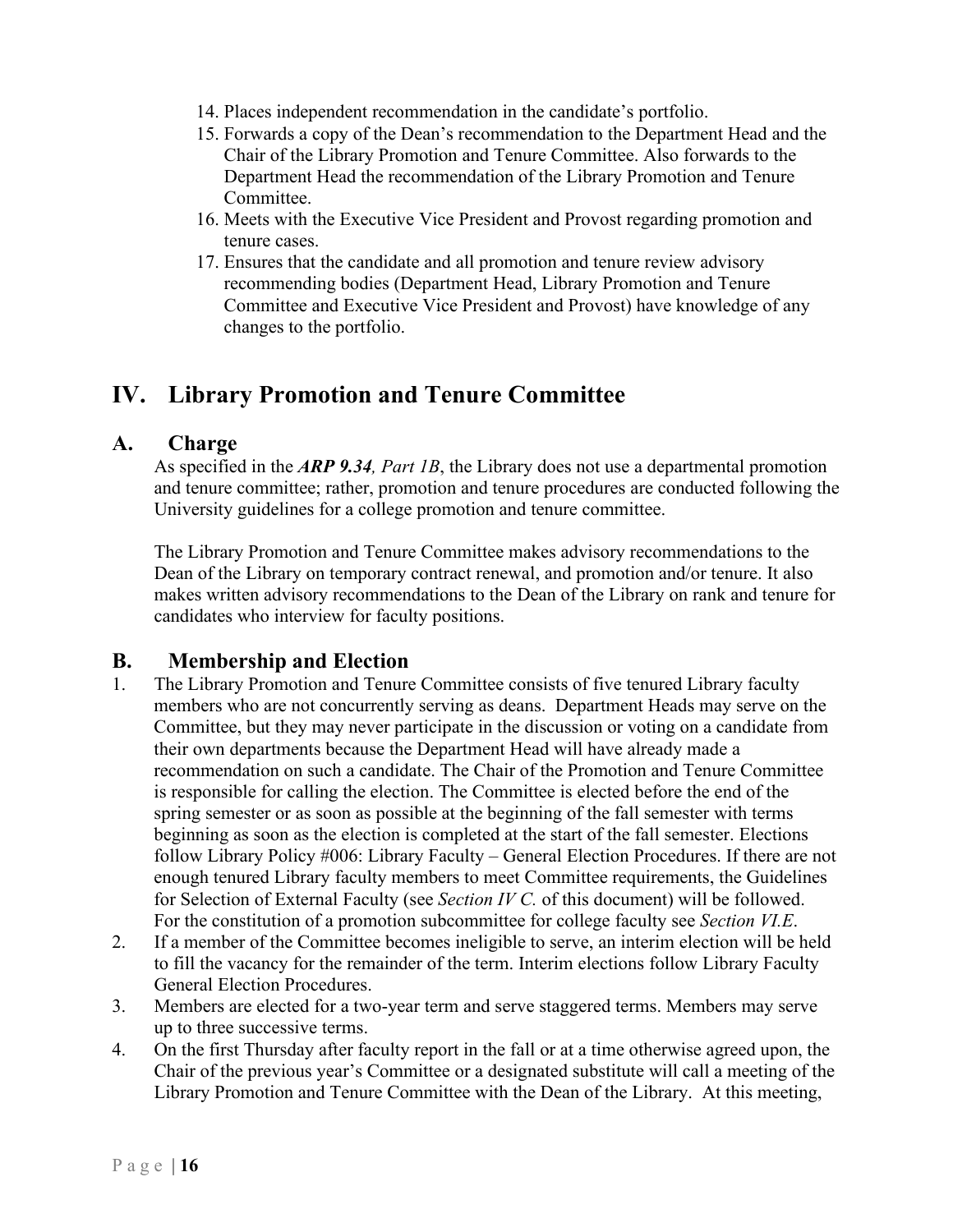14. Places independent recommendation in the candidate's portfolio.
15. Forwards a copy of the Dean's recommendation to the Department Head and the Chair of the Library Promotion and Tenure Committee. Also forwards to the Department Head the recommendation of the Library Promotion and Tenure Committee.
16. Meets with the Executive Vice President and Provost regarding promotion and tenure cases.
17. Ensures that the candidate and all promotion and tenure review advisory recommending bodies (Department Head, Library Promotion and Tenure Committee and Executive Vice President and Provost) have knowledge of any changes to the portfolio.

# IV. Library Promotion and Tenure Committee

## A. Charge

As specified in the ***ARP 9.34****, Part 1B*, the Library does not use a departmental promotion and tenure committee; rather, promotion and tenure procedures are conducted following the University guidelines for a college promotion and tenure committee.

The Library Promotion and Tenure Committee makes advisory recommendations to the Dean of the Library on temporary contract renewal, and promotion and/or tenure. It also makes written advisory recommendations to the Dean of the Library on rank and tenure for candidates who interview for faculty positions.

## B. Membership and Election

1. The Library Promotion and Tenure Committee consists of five tenured Library faculty members who are not concurrently serving as deans. Department Heads may serve on the Committee, but they may never participate in the discussion or voting on a candidate from their own departments because the Department Head will have already made a recommendation on such a candidate. The Chair of the Promotion and Tenure Committee is responsible for calling the election. The Committee is elected before the end of the spring semester or as soon as possible at the beginning of the fall semester with terms beginning as soon as the election is completed at the start of the fall semester. Elections follow Library Policy #006: Library Faculty – General Election Procedures. If there are not enough tenured Library faculty members to meet Committee requirements, the Guidelines for Selection of External Faculty (see *Section IV C.* of this document) will be followed. For the constitution of a promotion subcommittee for college faculty see *Section VI.E*.
2. If a member of the Committee becomes ineligible to serve, an interim election will be held to fill the vacancy for the remainder of the term. Interim elections follow Library Faculty General Election Procedures.
3. Members are elected for a two-year term and serve staggered terms. Members may serve up to three successive terms.
4. On the first Thursday after faculty report in the fall or at a time otherwise agreed upon, the Chair of the previous year's Committee or a designated substitute will call a meeting of the Library Promotion and Tenure Committee with the Dean of the Library. At this meeting,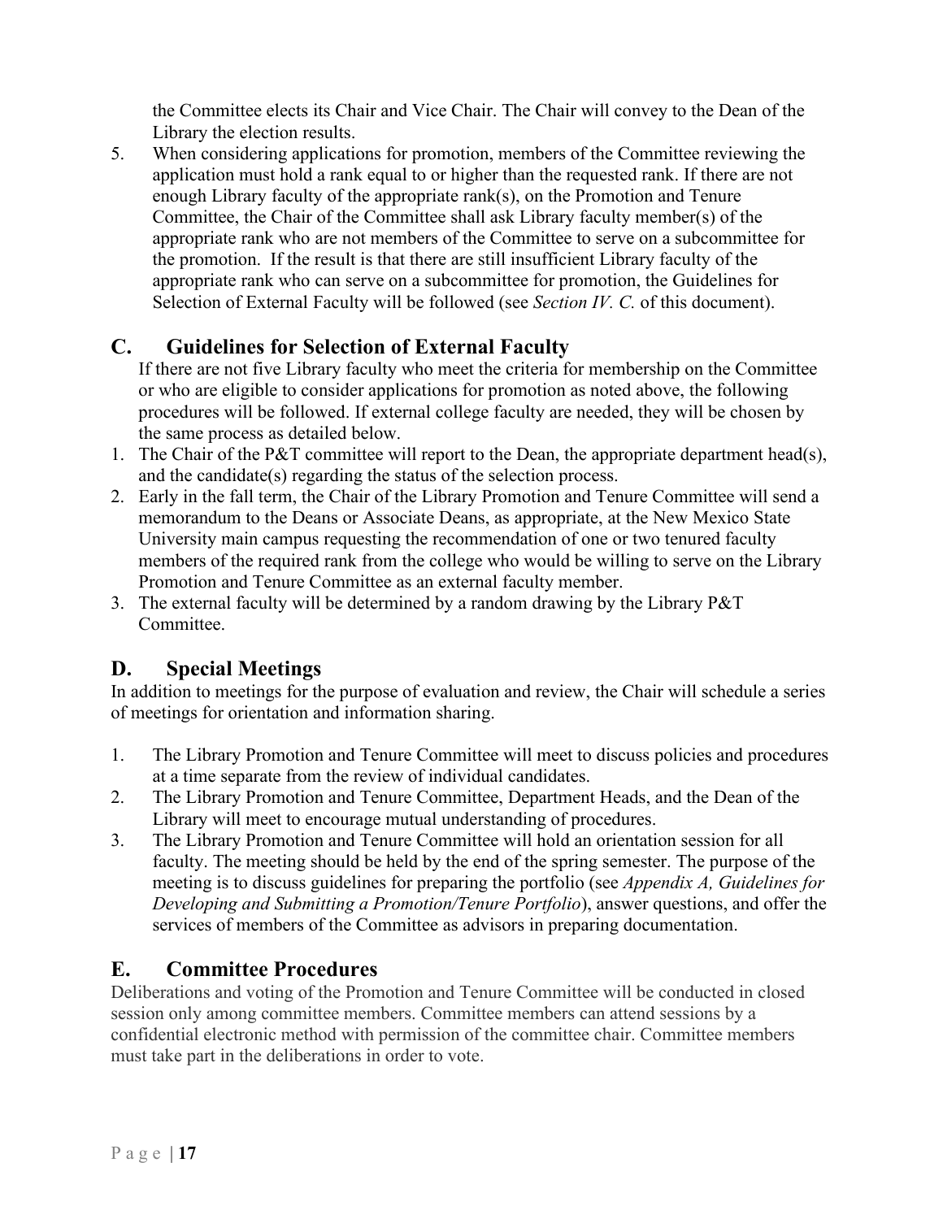the Committee elects its Chair and Vice Chair. The Chair will convey to the Dean of the Library the election results.

5. When considering applications for promotion, members of the Committee reviewing the application must hold a rank equal to or higher than the requested rank. If there are not enough Library faculty of the appropriate rank(s), on the Promotion and Tenure Committee, the Chair of the Committee shall ask Library faculty member(s) of the appropriate rank who are not members of the Committee to serve on a subcommittee for the promotion. If the result is that there are still insufficient Library faculty of the appropriate rank who can serve on a subcommittee for promotion, the Guidelines for Selection of External Faculty will be followed (see *Section IV. C.* of this document).

## C. Guidelines for Selection of External Faculty

If there are not five Library faculty who meet the criteria for membership on the Committee or who are eligible to consider applications for promotion as noted above, the following procedures will be followed. If external college faculty are needed, they will be chosen by the same process as detailed below.

1. The Chair of the P&T committee will report to the Dean, the appropriate department head(s), and the candidate(s) regarding the status of the selection process.
2. Early in the fall term, the Chair of the Library Promotion and Tenure Committee will send a memorandum to the Deans or Associate Deans, as appropriate, at the New Mexico State University main campus requesting the recommendation of one or two tenured faculty members of the required rank from the college who would be willing to serve on the Library Promotion and Tenure Committee as an external faculty member.
3. The external faculty will be determined by a random drawing by the Library P&T Committee.

## D. Special Meetings

In addition to meetings for the purpose of evaluation and review, the Chair will schedule a series of meetings for orientation and information sharing.

1. The Library Promotion and Tenure Committee will meet to discuss policies and procedures at a time separate from the review of individual candidates.
2. The Library Promotion and Tenure Committee, Department Heads, and the Dean of the Library will meet to encourage mutual understanding of procedures.
3. The Library Promotion and Tenure Committee will hold an orientation session for all faculty. The meeting should be held by the end of the spring semester. The purpose of the meeting is to discuss guidelines for preparing the portfolio (see *Appendix A, Guidelines for Developing and Submitting a Promotion/Tenure Portfolio*), answer questions, and offer the services of members of the Committee as advisors in preparing documentation.

## E. Committee Procedures

Deliberations and voting of the Promotion and Tenure Committee will be conducted in closed session only among committee members. Committee members can attend sessions by a confidential electronic method with permission of the committee chair. Committee members must take part in the deliberations in order to vote.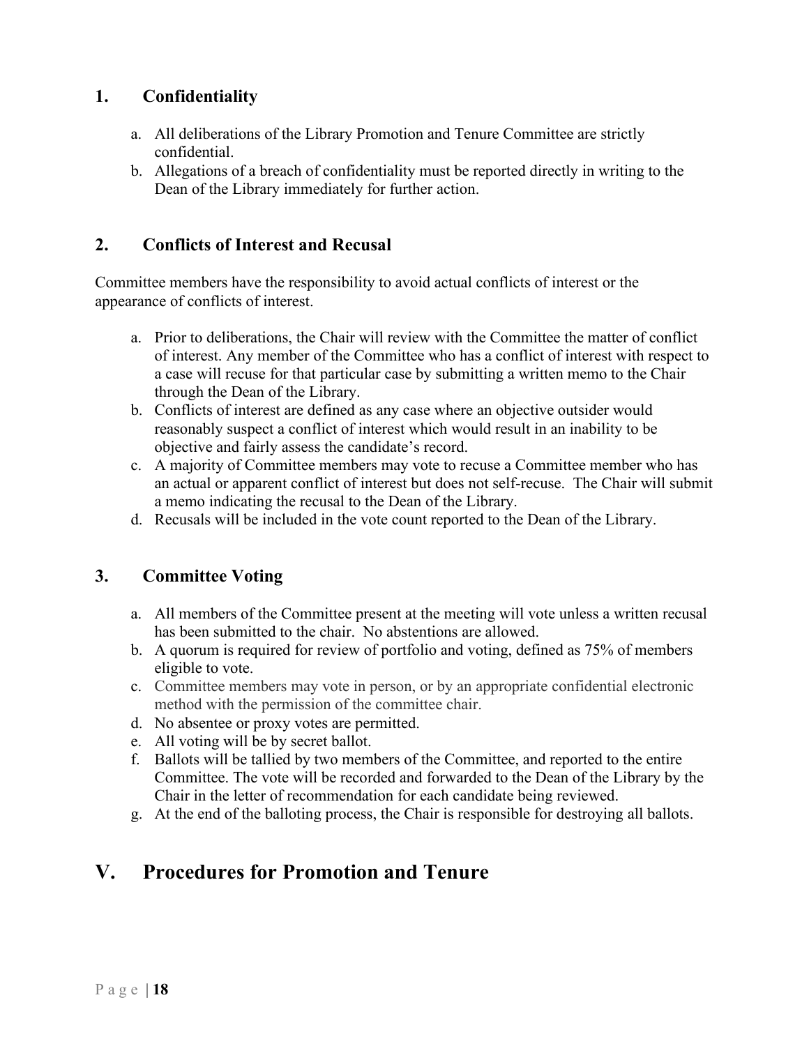### 1. Confidentiality

a. All deliberations of the Library Promotion and Tenure Committee are strictly confidential.
b. Allegations of a breach of confidentiality must be reported directly in writing to the Dean of the Library immediately for further action.

### 2. Conflicts of Interest and Recusal

Committee members have the responsibility to avoid actual conflicts of interest or the appearance of conflicts of interest.

a. Prior to deliberations, the Chair will review with the Committee the matter of conflict of interest. Any member of the Committee who has a conflict of interest with respect to a case will recuse for that particular case by submitting a written memo to the Chair through the Dean of the Library.
b. Conflicts of interest are defined as any case where an objective outsider would reasonably suspect a conflict of interest which would result in an inability to be objective and fairly assess the candidate's record.
c. A majority of Committee members may vote to recuse a Committee member who has an actual or apparent conflict of interest but does not self-recuse. The Chair will submit a memo indicating the recusal to the Dean of the Library.
d. Recusals will be included in the vote count reported to the Dean of the Library.

### 3. Committee Voting

a. All members of the Committee present at the meeting will vote unless a written recusal has been submitted to the chair. No abstentions are allowed.
b. A quorum is required for review of portfolio and voting, defined as 75% of members eligible to vote.
c. Committee members may vote in person, or by an appropriate confidential electronic method with the permission of the committee chair.
d. No absentee or proxy votes are permitted.
e. All voting will be by secret ballot.
f. Ballots will be tallied by two members of the Committee, and reported to the entire Committee. The vote will be recorded and forwarded to the Dean of the Library by the Chair in the letter of recommendation for each candidate being reviewed.
g. At the end of the balloting process, the Chair is responsible for destroying all ballots.

## V. Procedures for Promotion and Tenure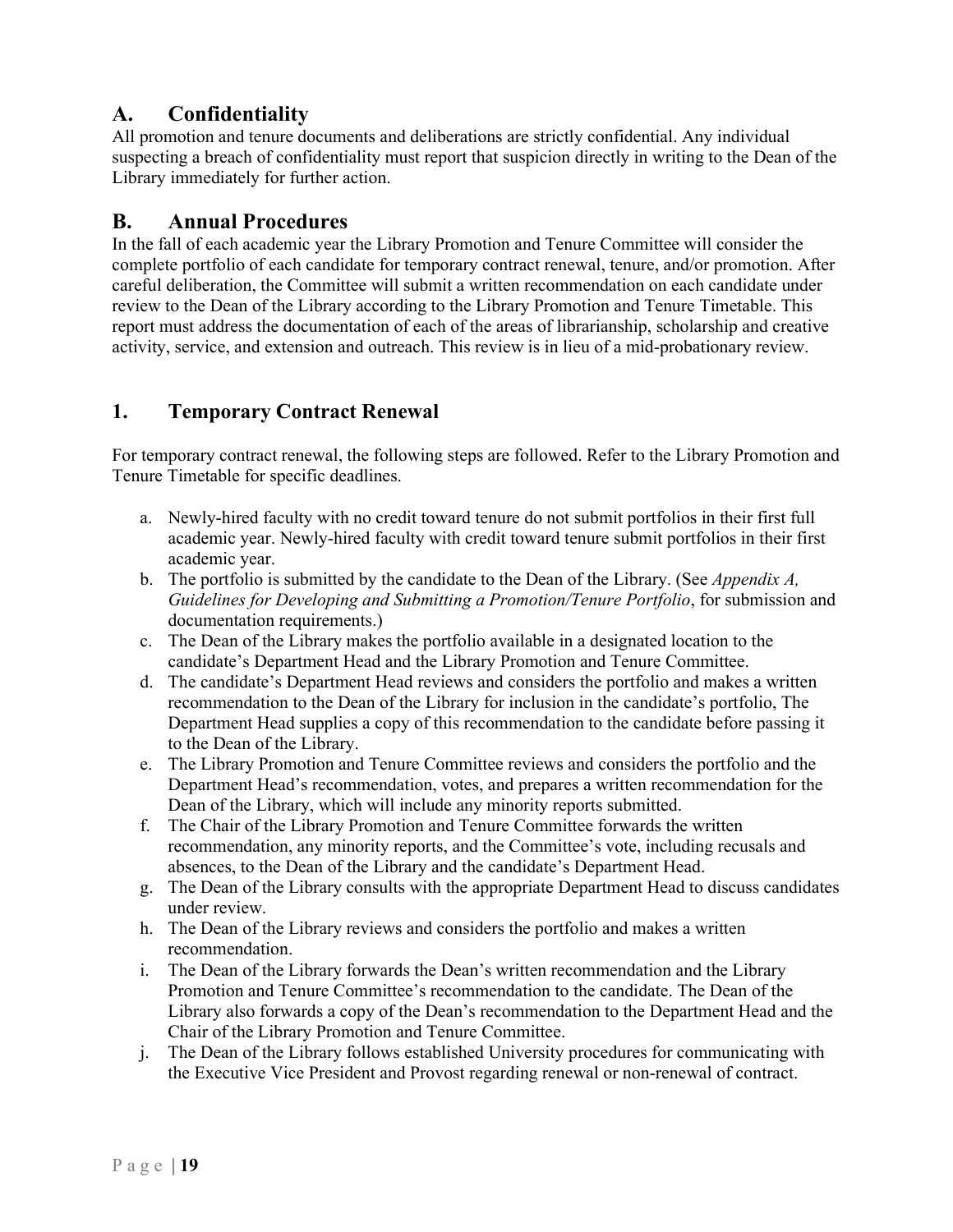## A. Confidentiality

All promotion and tenure documents and deliberations are strictly confidential. Any individual suspecting a breach of confidentiality must report that suspicion directly in writing to the Dean of the Library immediately for further action.

## B. Annual Procedures

In the fall of each academic year the Library Promotion and Tenure Committee will consider the complete portfolio of each candidate for temporary contract renewal, tenure, and/or promotion. After careful deliberation, the Committee will submit a written recommendation on each candidate under review to the Dean of the Library according to the Library Promotion and Tenure Timetable. This report must address the documentation of each of the areas of librarianship, scholarship and creative activity, service, and extension and outreach. This review is in lieu of a mid-probationary review.

## 1. Temporary Contract Renewal

For temporary contract renewal, the following steps are followed. Refer to the Library Promotion and Tenure Timetable for specific deadlines.

a. Newly-hired faculty with no credit toward tenure do not submit portfolios in their first full academic year. Newly-hired faculty with credit toward tenure submit portfolios in their first academic year.
b. The portfolio is submitted by the candidate to the Dean of the Library. (See *Appendix A, Guidelines for Developing and Submitting a Promotion/Tenure Portfolio*, for submission and documentation requirements.)
c. The Dean of the Library makes the portfolio available in a designated location to the candidate's Department Head and the Library Promotion and Tenure Committee.
d. The candidate's Department Head reviews and considers the portfolio and makes a written recommendation to the Dean of the Library for inclusion in the candidate's portfolio, The Department Head supplies a copy of this recommendation to the candidate before passing it to the Dean of the Library.
e. The Library Promotion and Tenure Committee reviews and considers the portfolio and the Department Head's recommendation, votes, and prepares a written recommendation for the Dean of the Library, which will include any minority reports submitted.
f. The Chair of the Library Promotion and Tenure Committee forwards the written recommendation, any minority reports, and the Committee's vote, including recusals and absences, to the Dean of the Library and the candidate's Department Head.
g. The Dean of the Library consults with the appropriate Department Head to discuss candidates under review.
h. The Dean of the Library reviews and considers the portfolio and makes a written recommendation.
i. The Dean of the Library forwards the Dean's written recommendation and the Library Promotion and Tenure Committee's recommendation to the candidate. The Dean of the Library also forwards a copy of the Dean's recommendation to the Department Head and the Chair of the Library Promotion and Tenure Committee.
j. The Dean of the Library follows established University procedures for communicating with the Executive Vice President and Provost regarding renewal or non-renewal of contract.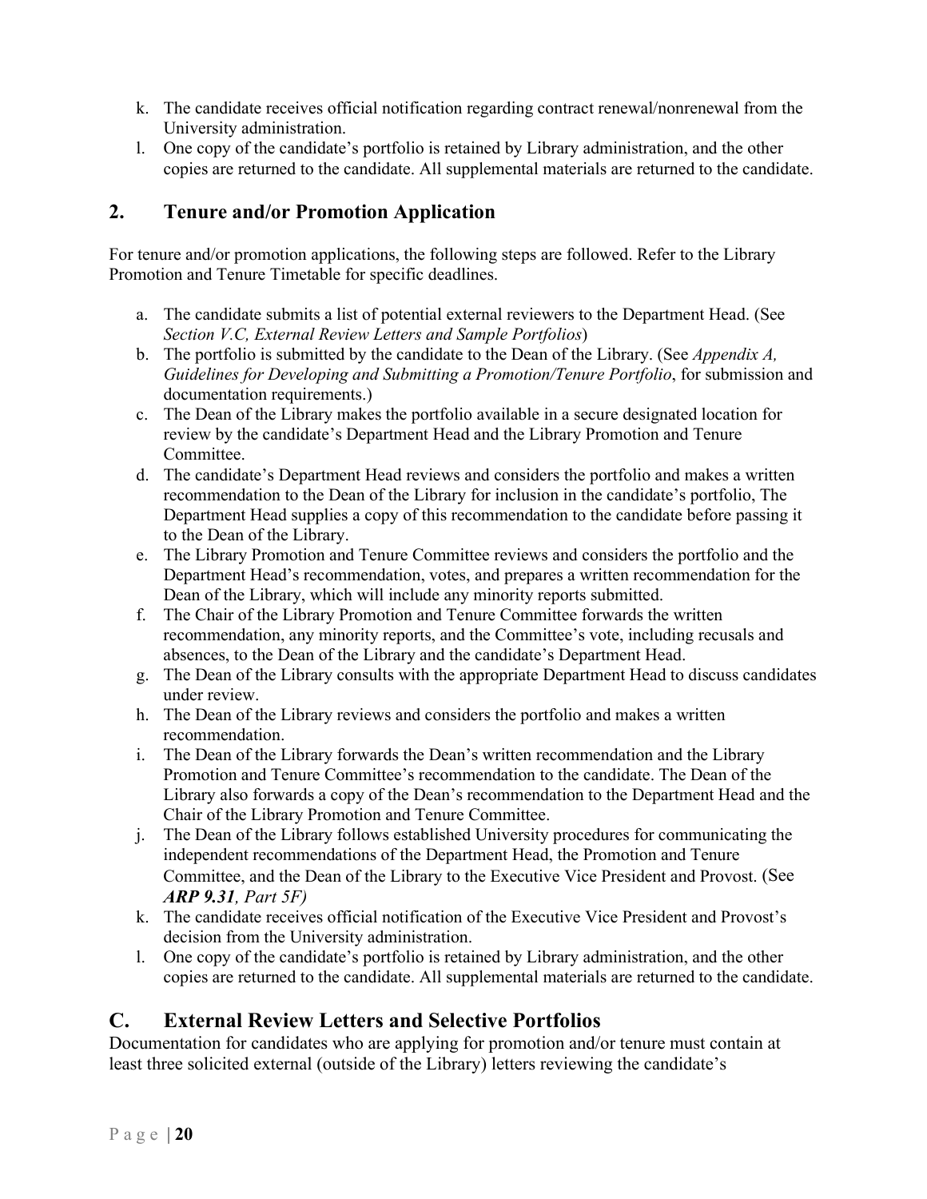k. The candidate receives official notification regarding contract renewal/nonrenewal from the University administration.
l. One copy of the candidate's portfolio is retained by Library administration, and the other copies are returned to the candidate. All supplemental materials are returned to the candidate.

## 2. Tenure and/or Promotion Application

For tenure and/or promotion applications, the following steps are followed. Refer to the Library Promotion and Tenure Timetable for specific deadlines.

a. The candidate submits a list of potential external reviewers to the Department Head. (See *Section V.C, External Review Letters and Sample Portfolios*)
b. The portfolio is submitted by the candidate to the Dean of the Library. (See *Appendix A, Guidelines for Developing and Submitting a Promotion/Tenure Portfolio*, for submission and documentation requirements.)
c. The Dean of the Library makes the portfolio available in a secure designated location for review by the candidate's Department Head and the Library Promotion and Tenure Committee.
d. The candidate's Department Head reviews and considers the portfolio and makes a written recommendation to the Dean of the Library for inclusion in the candidate's portfolio, The Department Head supplies a copy of this recommendation to the candidate before passing it to the Dean of the Library.
e. The Library Promotion and Tenure Committee reviews and considers the portfolio and the Department Head's recommendation, votes, and prepares a written recommendation for the Dean of the Library, which will include any minority reports submitted.
f. The Chair of the Library Promotion and Tenure Committee forwards the written recommendation, any minority reports, and the Committee's vote, including recusals and absences, to the Dean of the Library and the candidate's Department Head.
g. The Dean of the Library consults with the appropriate Department Head to discuss candidates under review.
h. The Dean of the Library reviews and considers the portfolio and makes a written recommendation.
i. The Dean of the Library forwards the Dean's written recommendation and the Library Promotion and Tenure Committee's recommendation to the candidate. The Dean of the Library also forwards a copy of the Dean's recommendation to the Department Head and the Chair of the Library Promotion and Tenure Committee.
j. The Dean of the Library follows established University procedures for communicating the independent recommendations of the Department Head, the Promotion and Tenure Committee, and the Dean of the Library to the Executive Vice President and Provost. (See ***ARP 9.31****, Part 5F)*
k. The candidate receives official notification of the Executive Vice President and Provost's decision from the University administration.
l. One copy of the candidate's portfolio is retained by Library administration, and the other copies are returned to the candidate. All supplemental materials are returned to the candidate.

# C. External Review Letters and Selective Portfolios

Documentation for candidates who are applying for promotion and/or tenure must contain at least three solicited external (outside of the Library) letters reviewing the candidate's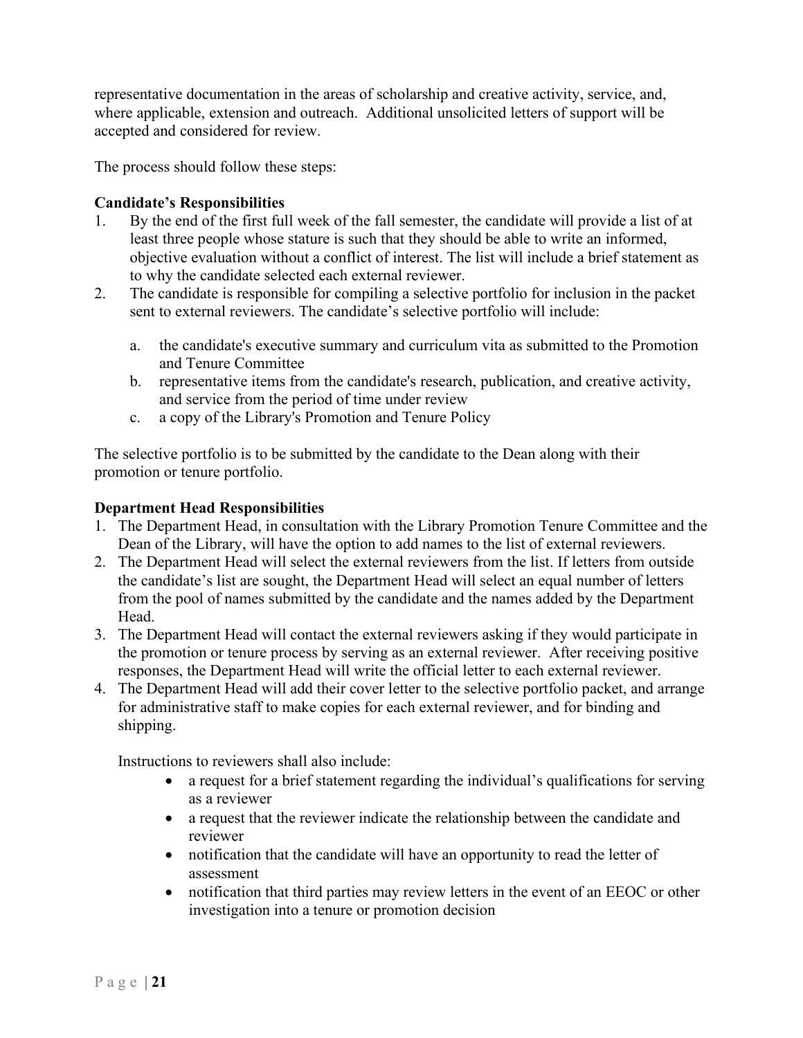representative documentation in the areas of scholarship and creative activity, service, and, where applicable, extension and outreach. Additional unsolicited letters of support will be accepted and considered for review.

The process should follow these steps:

**Candidate's Responsibilities**

1. By the end of the first full week of the fall semester, the candidate will provide a list of at least three people whose stature is such that they should be able to write an informed, objective evaluation without a conflict of interest. The list will include a brief statement as to why the candidate selected each external reviewer.
2. The candidate is responsible for compiling a selective portfolio for inclusion in the packet sent to external reviewers. The candidate's selective portfolio will include:

   a. the candidate's executive summary and curriculum vita as submitted to the Promotion and Tenure Committee
   b. representative items from the candidate's research, publication, and creative activity, and service from the period of time under review
   c. a copy of the Library's Promotion and Tenure Policy

The selective portfolio is to be submitted by the candidate to the Dean along with their promotion or tenure portfolio.

**Department Head Responsibilities**

1. The Department Head, in consultation with the Library Promotion Tenure Committee and the Dean of the Library, will have the option to add names to the list of external reviewers.
2. The Department Head will select the external reviewers from the list. If letters from outside the candidate's list are sought, the Department Head will select an equal number of letters from the pool of names submitted by the candidate and the names added by the Department Head.
3. The Department Head will contact the external reviewers asking if they would participate in the promotion or tenure process by serving as an external reviewer. After receiving positive responses, the Department Head will write the official letter to each external reviewer.
4. The Department Head will add their cover letter to the selective portfolio packet, and arrange for administrative staff to make copies for each external reviewer, and for binding and shipping.

   Instructions to reviewers shall also include:

   - a request for a brief statement regarding the individual's qualifications for serving as a reviewer
   - a request that the reviewer indicate the relationship between the candidate and reviewer
   - notification that the candidate will have an opportunity to read the letter of assessment
   - notification that third parties may review letters in the event of an EEOC or other investigation into a tenure or promotion decision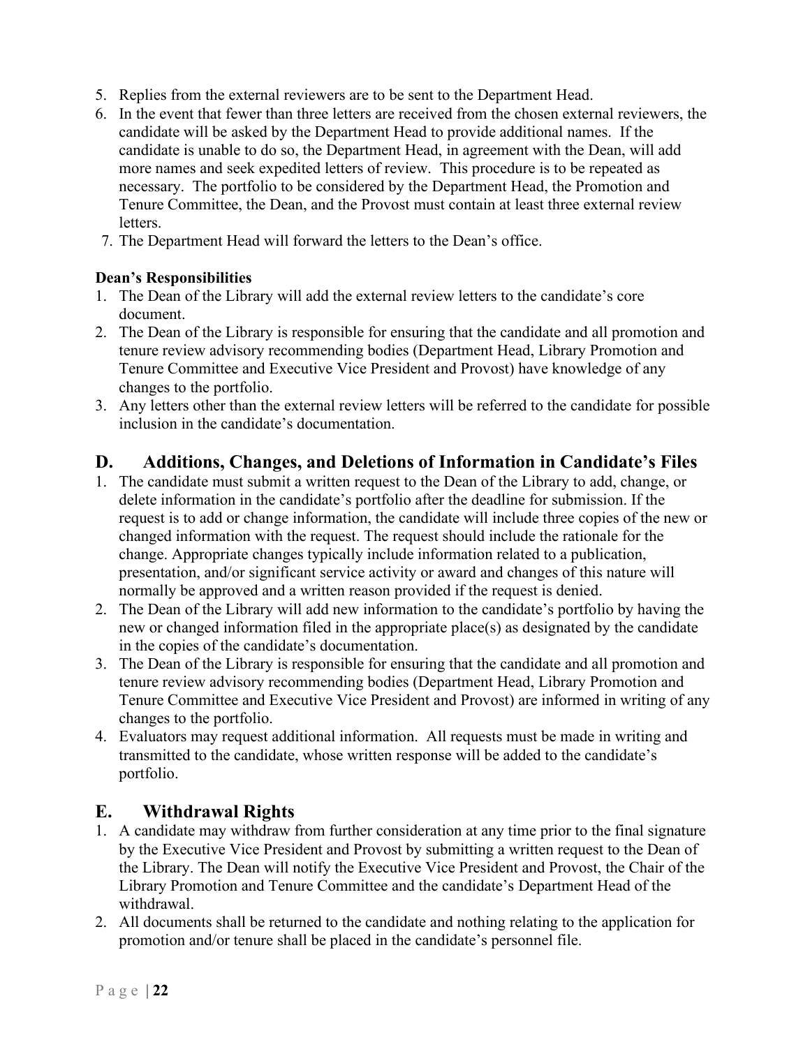5. Replies from the external reviewers are to be sent to the Department Head.
6. In the event that fewer than three letters are received from the chosen external reviewers, the candidate will be asked by the Department Head to provide additional names. If the candidate is unable to do so, the Department Head, in agreement with the Dean, will add more names and seek expedited letters of review. This procedure is to be repeated as necessary. The portfolio to be considered by the Department Head, the Promotion and Tenure Committee, the Dean, and the Provost must contain at least three external review letters.
7. The Department Head will forward the letters to the Dean's office.

**Dean's Responsibilities**

1. The Dean of the Library will add the external review letters to the candidate's core document.
2. The Dean of the Library is responsible for ensuring that the candidate and all promotion and tenure review advisory recommending bodies (Department Head, Library Promotion and Tenure Committee and Executive Vice President and Provost) have knowledge of any changes to the portfolio.
3. Any letters other than the external review letters will be referred to the candidate for possible inclusion in the candidate's documentation.

## D. Additions, Changes, and Deletions of Information in Candidate's Files

1. The candidate must submit a written request to the Dean of the Library to add, change, or delete information in the candidate's portfolio after the deadline for submission. If the request is to add or change information, the candidate will include three copies of the new or changed information with the request. The request should include the rationale for the change. Appropriate changes typically include information related to a publication, presentation, and/or significant service activity or award and changes of this nature will normally be approved and a written reason provided if the request is denied.
2. The Dean of the Library will add new information to the candidate's portfolio by having the new or changed information filed in the appropriate place(s) as designated by the candidate in the copies of the candidate's documentation.
3. The Dean of the Library is responsible for ensuring that the candidate and all promotion and tenure review advisory recommending bodies (Department Head, Library Promotion and Tenure Committee and Executive Vice President and Provost) are informed in writing of any changes to the portfolio.
4. Evaluators may request additional information. All requests must be made in writing and transmitted to the candidate, whose written response will be added to the candidate's portfolio.

## E. Withdrawal Rights

1. A candidate may withdraw from further consideration at any time prior to the final signature by the Executive Vice President and Provost by submitting a written request to the Dean of the Library. The Dean will notify the Executive Vice President and Provost, the Chair of the Library Promotion and Tenure Committee and the candidate's Department Head of the withdrawal.
2. All documents shall be returned to the candidate and nothing relating to the application for promotion and/or tenure shall be placed in the candidate's personnel file.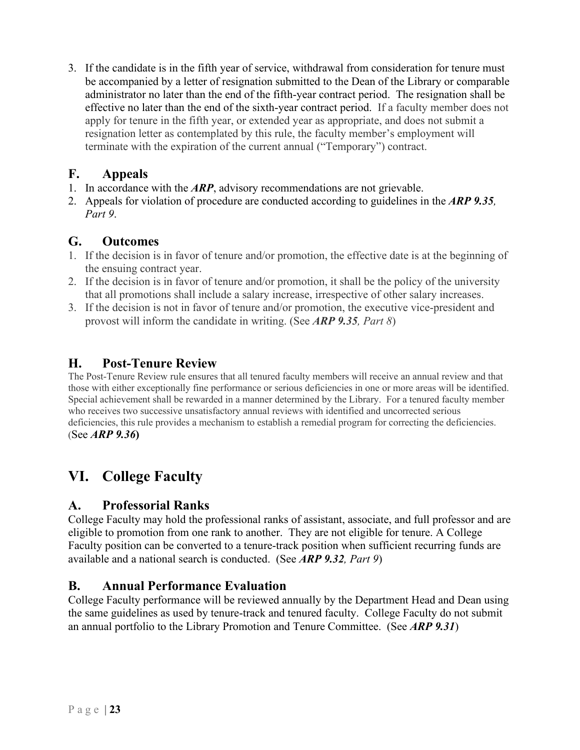3. If the candidate is in the fifth year of service, withdrawal from consideration for tenure must be accompanied by a letter of resignation submitted to the Dean of the Library or comparable administrator no later than the end of the fifth-year contract period. The resignation shall be effective no later than the end of the sixth-year contract period. If a faculty member does not apply for tenure in the fifth year, or extended year as appropriate, and does not submit a resignation letter as contemplated by this rule, the faculty member's employment will terminate with the expiration of the current annual ("Temporary") contract.

## F. Appeals

1. In accordance with the ***ARP***, advisory recommendations are not grievable.
2. Appeals for violation of procedure are conducted according to guidelines in the ***ARP 9.35****, Part 9*.

## G. Outcomes

1. If the decision is in favor of tenure and/or promotion, the effective date is at the beginning of the ensuing contract year.
2. If the decision is in favor of tenure and/or promotion, it shall be the policy of the university that all promotions shall include a salary increase, irrespective of other salary increases.
3. If the decision is not in favor of tenure and/or promotion, the executive vice-president and provost will inform the candidate in writing. (See ***ARP 9.35****, Part 8*)

## H. Post-Tenure Review

The Post-Tenure Review rule ensures that all tenured faculty members will receive an annual review and that those with either exceptionally fine performance or serious deficiencies in one or more areas will be identified. Special achievement shall be rewarded in a manner determined by the Library. For a tenured faculty member who receives two successive unsatisfactory annual reviews with identified and uncorrected serious deficiencies, this rule provides a mechanism to establish a remedial program for correcting the deficiencies. (See ***ARP 9.36*****)**

# VI. College Faculty

## A. Professorial Ranks

College Faculty may hold the professional ranks of assistant, associate, and full professor and are eligible to promotion from one rank to another. They are not eligible for tenure. A College Faculty position can be converted to a tenure-track position when sufficient recurring funds are available and a national search is conducted. (See ***ARP 9.32****, Part 9*)

## B. Annual Performance Evaluation

College Faculty performance will be reviewed annually by the Department Head and Dean using the same guidelines as used by tenure-track and tenured faculty. College Faculty do not submit an annual portfolio to the Library Promotion and Tenure Committee. (See ***ARP 9.31***)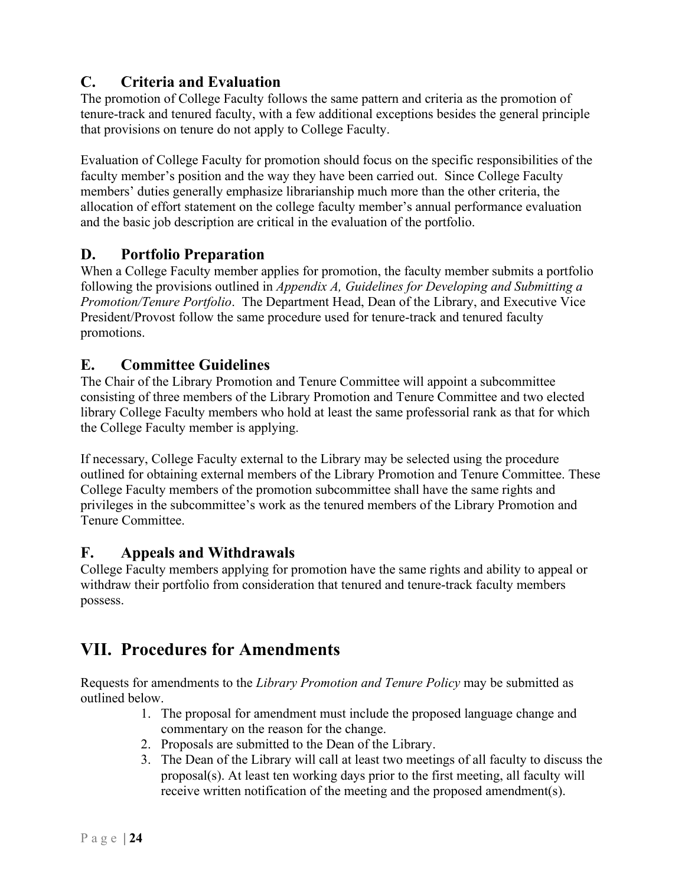## C. Criteria and Evaluation

The promotion of College Faculty follows the same pattern and criteria as the promotion of tenure-track and tenured faculty, with a few additional exceptions besides the general principle that provisions on tenure do not apply to College Faculty.

Evaluation of College Faculty for promotion should focus on the specific responsibilities of the faculty member's position and the way they have been carried out. Since College Faculty members' duties generally emphasize librarianship much more than the other criteria, the allocation of effort statement on the college faculty member's annual performance evaluation and the basic job description are critical in the evaluation of the portfolio.

## D. Portfolio Preparation

When a College Faculty member applies for promotion, the faculty member submits a portfolio following the provisions outlined in *Appendix A, Guidelines for Developing and Submitting a Promotion/Tenure Portfolio*. The Department Head, Dean of the Library, and Executive Vice President/Provost follow the same procedure used for tenure-track and tenured faculty promotions.

## E. Committee Guidelines

The Chair of the Library Promotion and Tenure Committee will appoint a subcommittee consisting of three members of the Library Promotion and Tenure Committee and two elected library College Faculty members who hold at least the same professorial rank as that for which the College Faculty member is applying.

If necessary, College Faculty external to the Library may be selected using the procedure outlined for obtaining external members of the Library Promotion and Tenure Committee. These College Faculty members of the promotion subcommittee shall have the same rights and privileges in the subcommittee's work as the tenured members of the Library Promotion and Tenure Committee.

## F. Appeals and Withdrawals

College Faculty members applying for promotion have the same rights and ability to appeal or withdraw their portfolio from consideration that tenured and tenure-track faculty members possess.

# VII. Procedures for Amendments

Requests for amendments to the *Library Promotion and Tenure Policy* may be submitted as outlined below.

1. The proposal for amendment must include the proposed language change and commentary on the reason for the change.
2. Proposals are submitted to the Dean of the Library.
3. The Dean of the Library will call at least two meetings of all faculty to discuss the proposal(s). At least ten working days prior to the first meeting, all faculty will receive written notification of the meeting and the proposed amendment(s).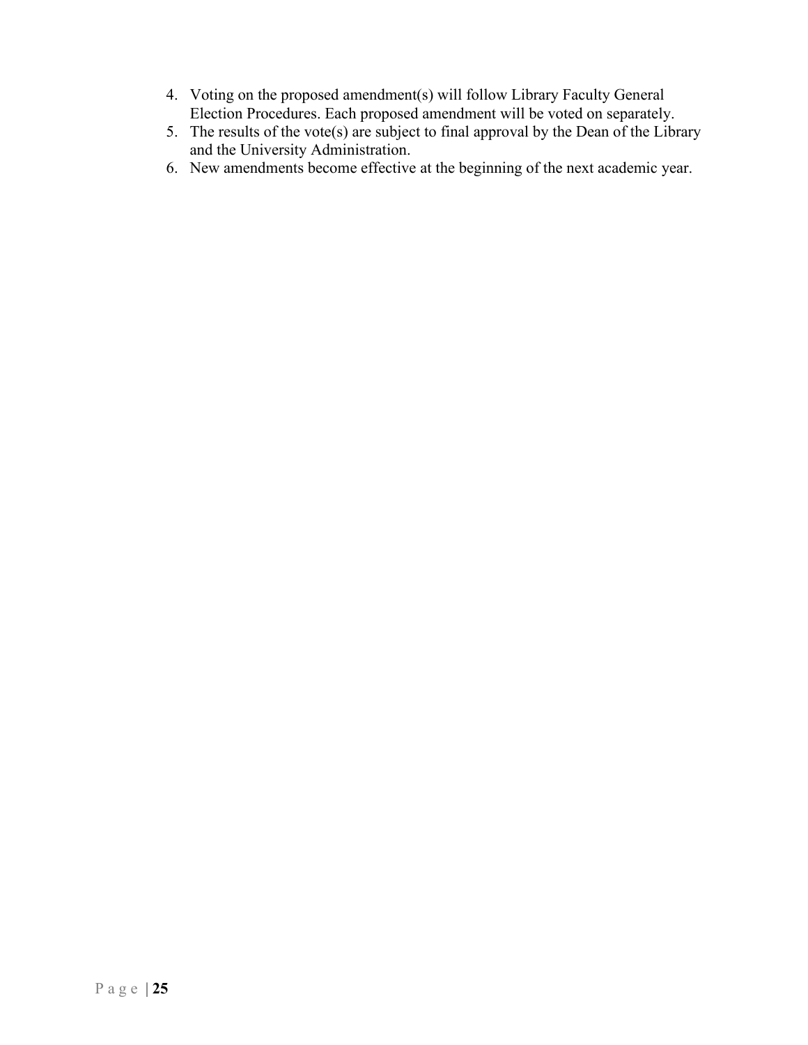4. Voting on the proposed amendment(s) will follow Library Faculty General Election Procedures. Each proposed amendment will be voted on separately.
5. The results of the vote(s) are subject to final approval by the Dean of the Library and the University Administration.
6. New amendments become effective at the beginning of the next academic year.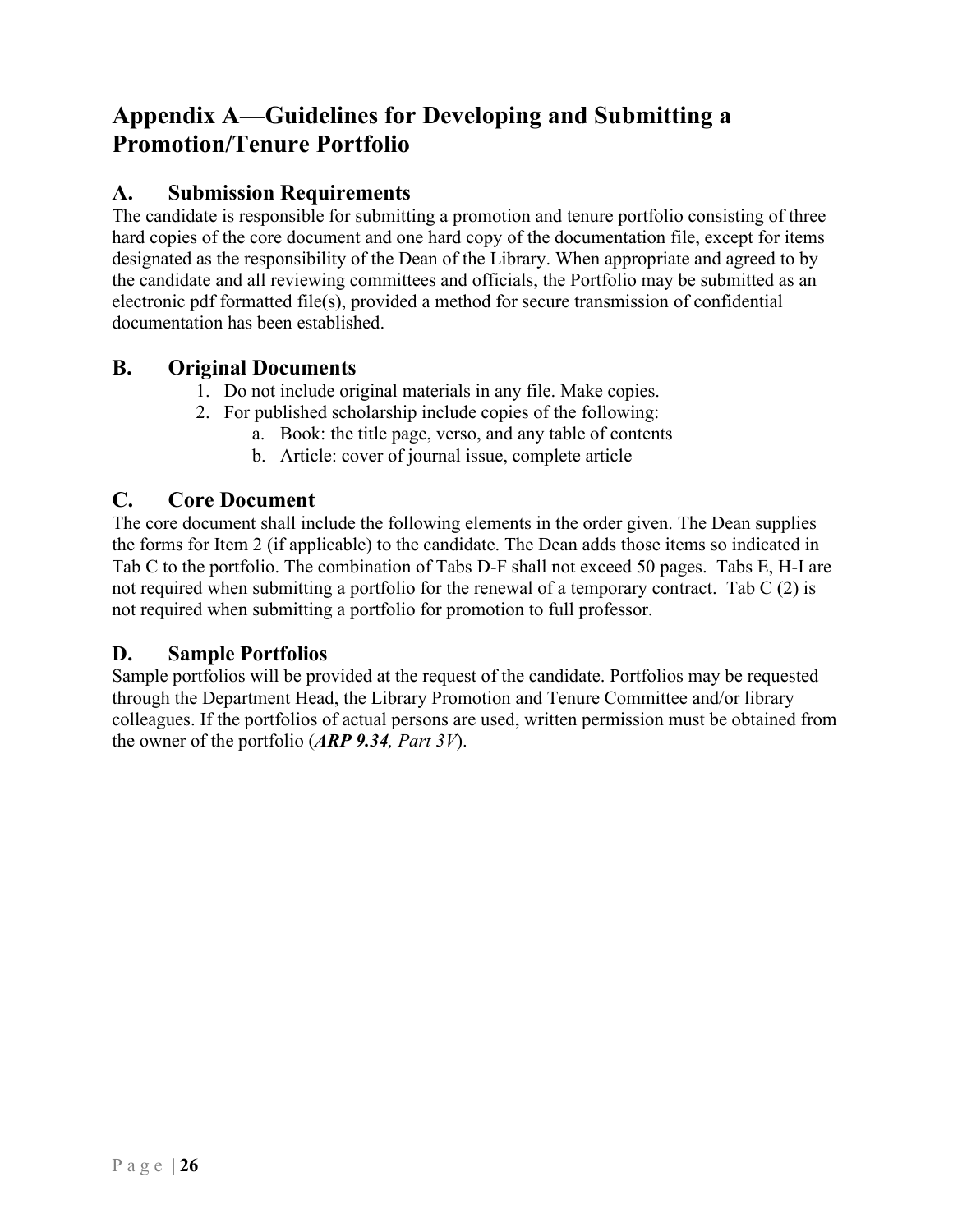# Appendix A—Guidelines for Developing and Submitting a Promotion/Tenure Portfolio

## A. Submission Requirements

The candidate is responsible for submitting a promotion and tenure portfolio consisting of three hard copies of the core document and one hard copy of the documentation file, except for items designated as the responsibility of the Dean of the Library. When appropriate and agreed to by the candidate and all reviewing committees and officials, the Portfolio may be submitted as an electronic pdf formatted file(s), provided a method for secure transmission of confidential documentation has been established.

## B. Original Documents

1. Do not include original materials in any file. Make copies.
2. For published scholarship include copies of the following:
   a. Book: the title page, verso, and any table of contents
   b. Article: cover of journal issue, complete article

## C. Core Document

The core document shall include the following elements in the order given. The Dean supplies the forms for Item 2 (if applicable) to the candidate. The Dean adds those items so indicated in Tab C to the portfolio. The combination of Tabs D-F shall not exceed 50 pages. Tabs E, H-I are not required when submitting a portfolio for the renewal of a temporary contract. Tab C (2) is not required when submitting a portfolio for promotion to full professor.

## D. Sample Portfolios

Sample portfolios will be provided at the request of the candidate. Portfolios may be requested through the Department Head, the Library Promotion and Tenure Committee and/or library colleagues. If the portfolios of actual persons are used, written permission must be obtained from the owner of the portfolio (***ARP 9.34**, Part 3V*).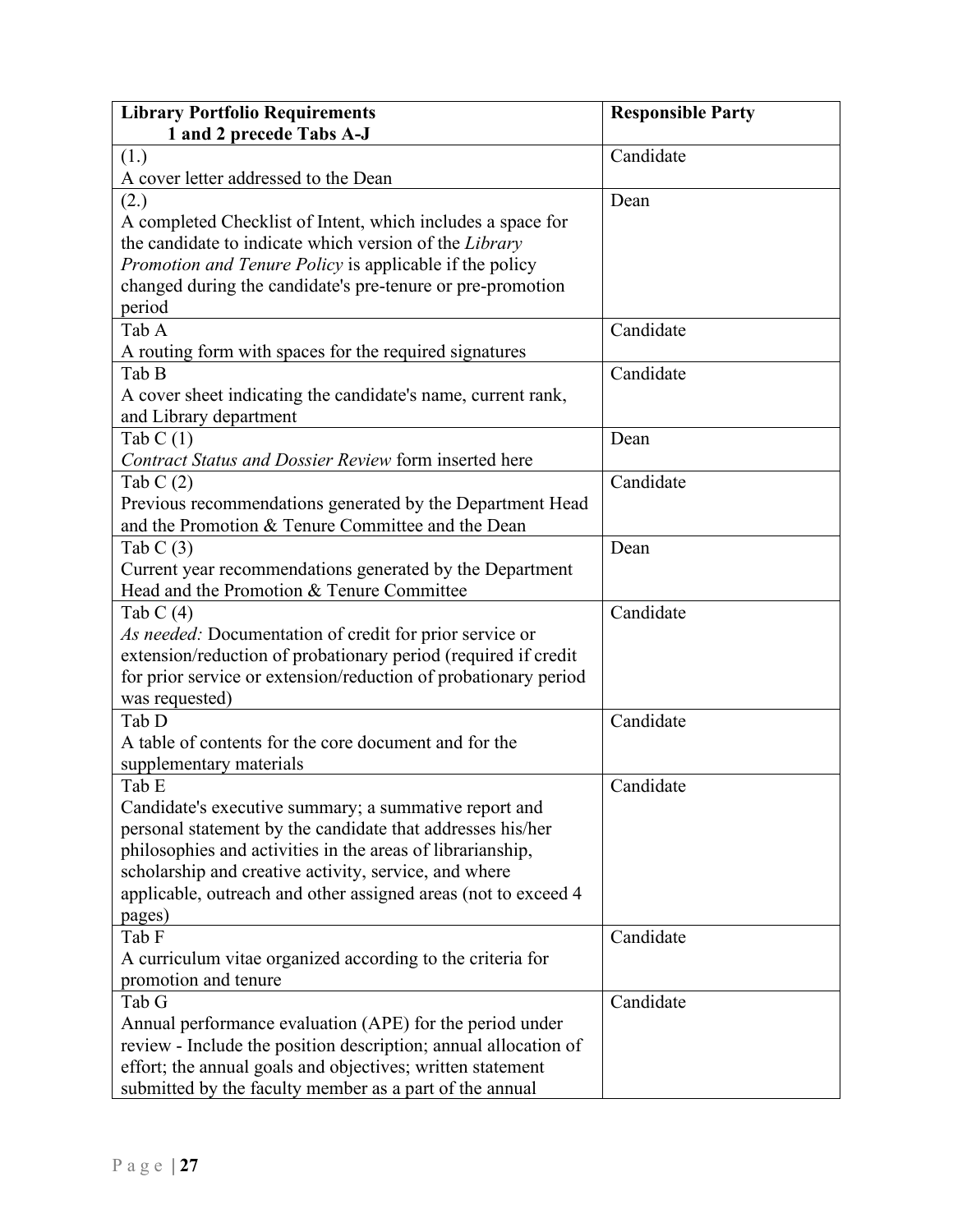| **Library Portfolio Requirements**<br>**1 and 2 precede Tabs A-J** | **Responsible Party** |
|---|---|
| (1.)<br>A cover letter addressed to the Dean | Candidate |
| (2.)<br>A completed Checklist of Intent, which includes a space for the candidate to indicate which version of the *Library Promotion and Tenure Policy* is applicable if the policy changed during the candidate's pre-tenure or pre-promotion period | Dean |
| Tab A<br>A routing form with spaces for the required signatures | Candidate |
| Tab B<br>A cover sheet indicating the candidate's name, current rank, and Library department | Candidate |
| Tab C (1)<br>*Contract Status and Dossier Review* form inserted here | Dean |
| Tab C (2)<br>Previous recommendations generated by the Department Head and the Promotion & Tenure Committee and the Dean | Candidate |
| Tab C (3)<br>Current year recommendations generated by the Department Head and the Promotion & Tenure Committee | Dean |
| Tab C (4)<br>*As needed:* Documentation of credit for prior service or extension/reduction of probationary period (required if credit for prior service or extension/reduction of probationary period was requested) | Candidate |
| Tab D<br>A table of contents for the core document and for the supplementary materials | Candidate |
| Tab E<br>Candidate's executive summary; a summative report and personal statement by the candidate that addresses his/her philosophies and activities in the areas of librarianship, scholarship and creative activity, service, and where applicable, outreach and other assigned areas (not to exceed 4 pages) | Candidate |
| Tab F<br>A curriculum vitae organized according to the criteria for promotion and tenure | Candidate |
| Tab G<br>Annual performance evaluation (APE) for the period under review - Include the position description; annual allocation of effort; the annual goals and objectives; written statement submitted by the faculty member as a part of the annual | Candidate |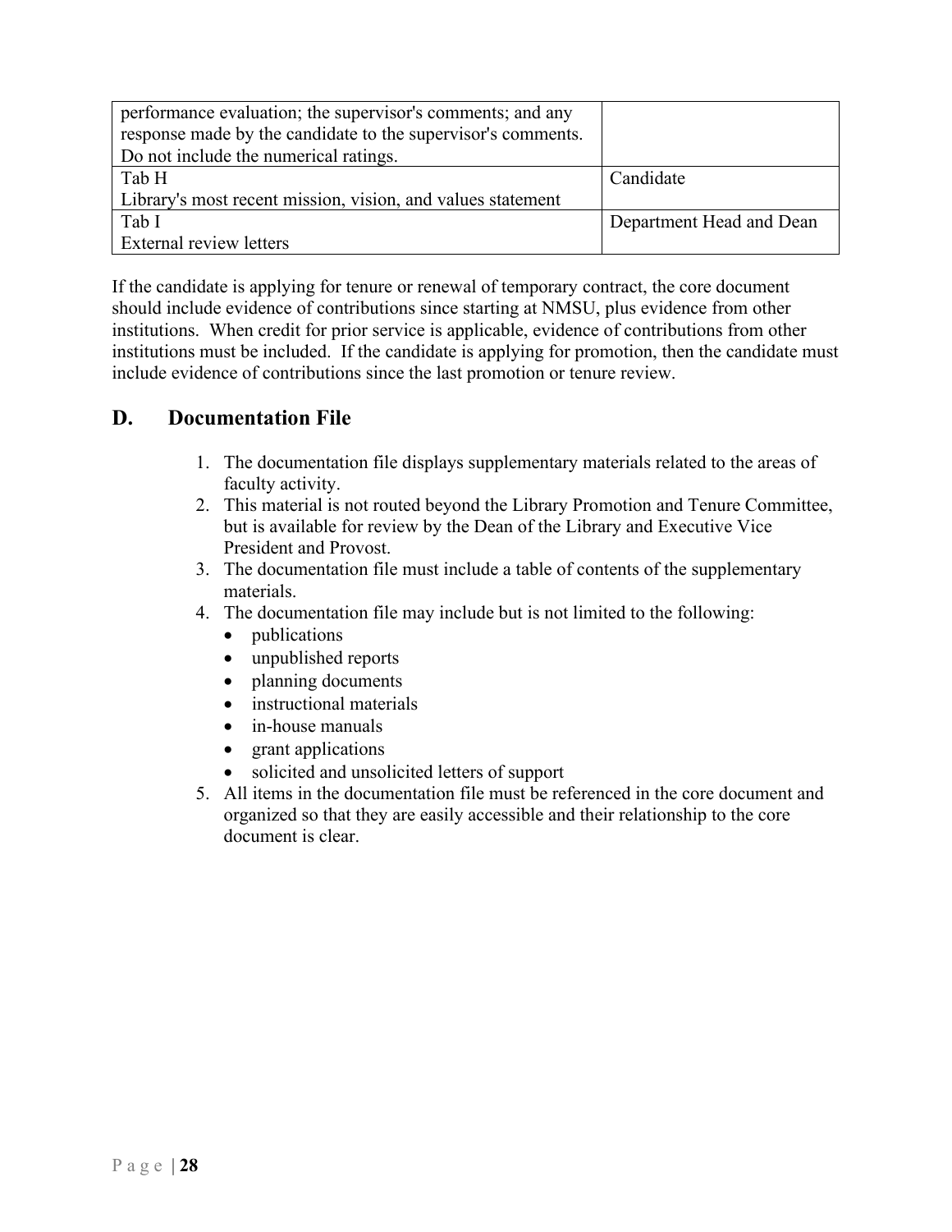| | |
|---|---|
| performance evaluation; the supervisor's comments; and any response made by the candidate to the supervisor's comments. Do not include the numerical ratings. | |
| Tab H<br>Library's most recent mission, vision, and values statement | Candidate |
| Tab I<br>External review letters | Department Head and Dean |

If the candidate is applying for tenure or renewal of temporary contract, the core document should include evidence of contributions since starting at NMSU, plus evidence from other institutions. When credit for prior service is applicable, evidence of contributions from other institutions must be included. If the candidate is applying for promotion, then the candidate must include evidence of contributions since the last promotion or tenure review.

## D. Documentation File

1. The documentation file displays supplementary materials related to the areas of faculty activity.
2. This material is not routed beyond the Library Promotion and Tenure Committee, but is available for review by the Dean of the Library and Executive Vice President and Provost.
3. The documentation file must include a table of contents of the supplementary materials.
4. The documentation file may include but is not limited to the following:
   - publications
   - unpublished reports
   - planning documents
   - instructional materials
   - in-house manuals
   - grant applications
   - solicited and unsolicited letters of support
5. All items in the documentation file must be referenced in the core document and organized so that they are easily accessible and their relationship to the core document is clear.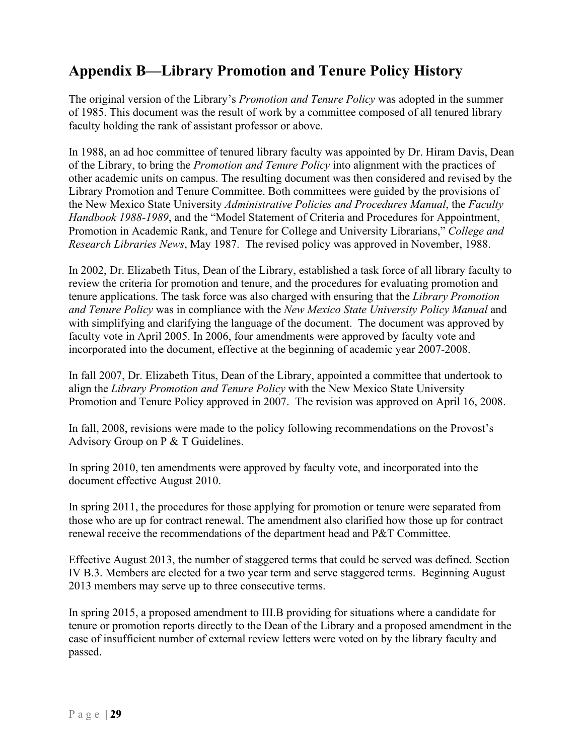## Appendix B—Library Promotion and Tenure Policy History

The original version of the Library's *Promotion and Tenure Policy* was adopted in the summer of 1985. This document was the result of work by a committee composed of all tenured library faculty holding the rank of assistant professor or above.

In 1988, an ad hoc committee of tenured library faculty was appointed by Dr. Hiram Davis, Dean of the Library, to bring the *Promotion and Tenure Policy* into alignment with the practices of other academic units on campus. The resulting document was then considered and revised by the Library Promotion and Tenure Committee. Both committees were guided by the provisions of the New Mexico State University *Administrative Policies and Procedures Manual*, the *Faculty Handbook 1988-1989*, and the "Model Statement of Criteria and Procedures for Appointment, Promotion in Academic Rank, and Tenure for College and University Librarians," *College and Research Libraries News*, May 1987. The revised policy was approved in November, 1988.

In 2002, Dr. Elizabeth Titus, Dean of the Library, established a task force of all library faculty to review the criteria for promotion and tenure, and the procedures for evaluating promotion and tenure applications. The task force was also charged with ensuring that the *Library Promotion and Tenure Policy* was in compliance with the *New Mexico State University Policy Manual* and with simplifying and clarifying the language of the document. The document was approved by faculty vote in April 2005. In 2006, four amendments were approved by faculty vote and incorporated into the document, effective at the beginning of academic year 2007-2008.

In fall 2007, Dr. Elizabeth Titus, Dean of the Library, appointed a committee that undertook to align the *Library Promotion and Tenure Policy* with the New Mexico State University Promotion and Tenure Policy approved in 2007. The revision was approved on April 16, 2008.

In fall, 2008, revisions were made to the policy following recommendations on the Provost's Advisory Group on P & T Guidelines.

In spring 2010, ten amendments were approved by faculty vote, and incorporated into the document effective August 2010.

In spring 2011, the procedures for those applying for promotion or tenure were separated from those who are up for contract renewal. The amendment also clarified how those up for contract renewal receive the recommendations of the department head and P&T Committee.

Effective August 2013, the number of staggered terms that could be served was defined. Section IV B.3. Members are elected for a two year term and serve staggered terms. Beginning August 2013 members may serve up to three consecutive terms.

In spring 2015, a proposed amendment to III.B providing for situations where a candidate for tenure or promotion reports directly to the Dean of the Library and a proposed amendment in the case of insufficient number of external review letters were voted on by the library faculty and passed.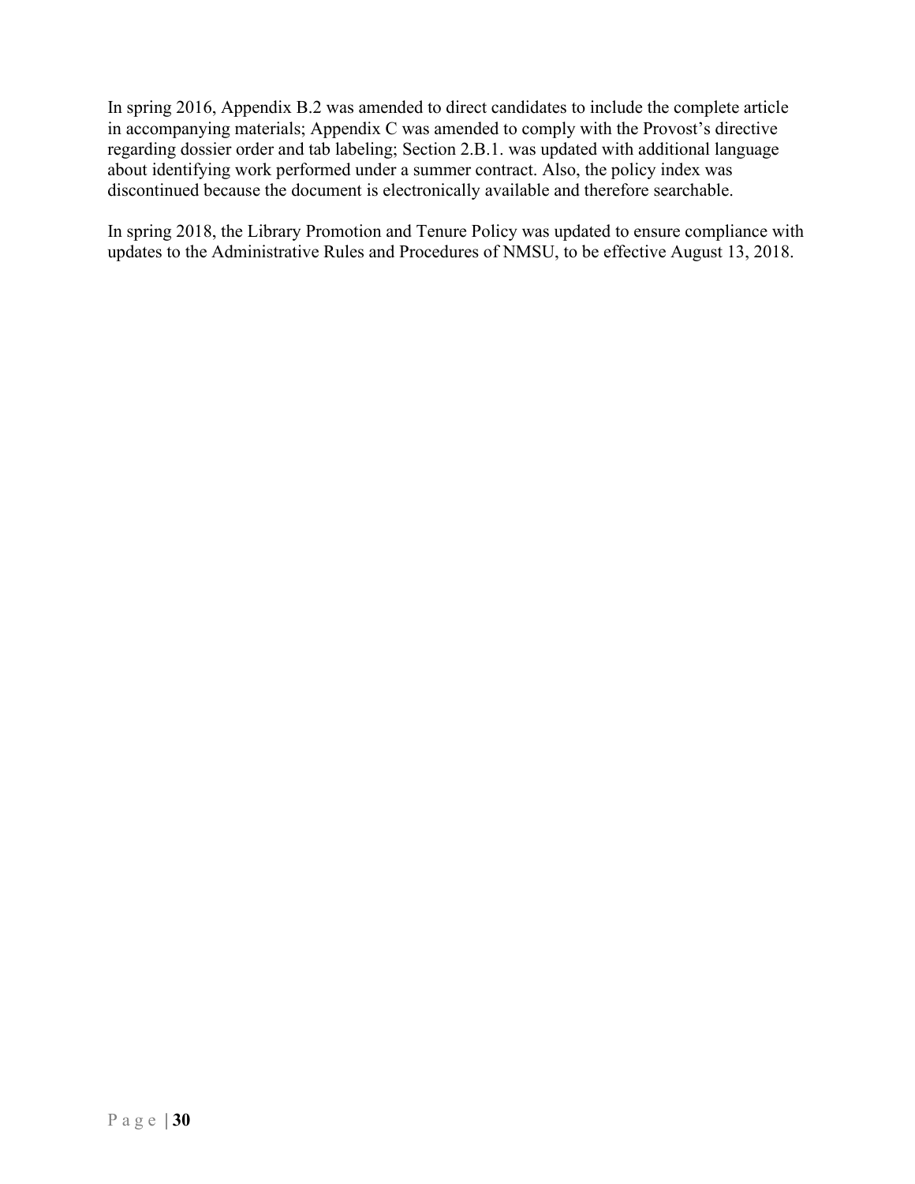In spring 2016, Appendix B.2 was amended to direct candidates to include the complete article in accompanying materials; Appendix C was amended to comply with the Provost's directive regarding dossier order and tab labeling; Section 2.B.1. was updated with additional language about identifying work performed under a summer contract. Also, the policy index was discontinued because the document is electronically available and therefore searchable.

In spring 2018, the Library Promotion and Tenure Policy was updated to ensure compliance with updates to the Administrative Rules and Procedures of NMSU, to be effective August 13, 2018.